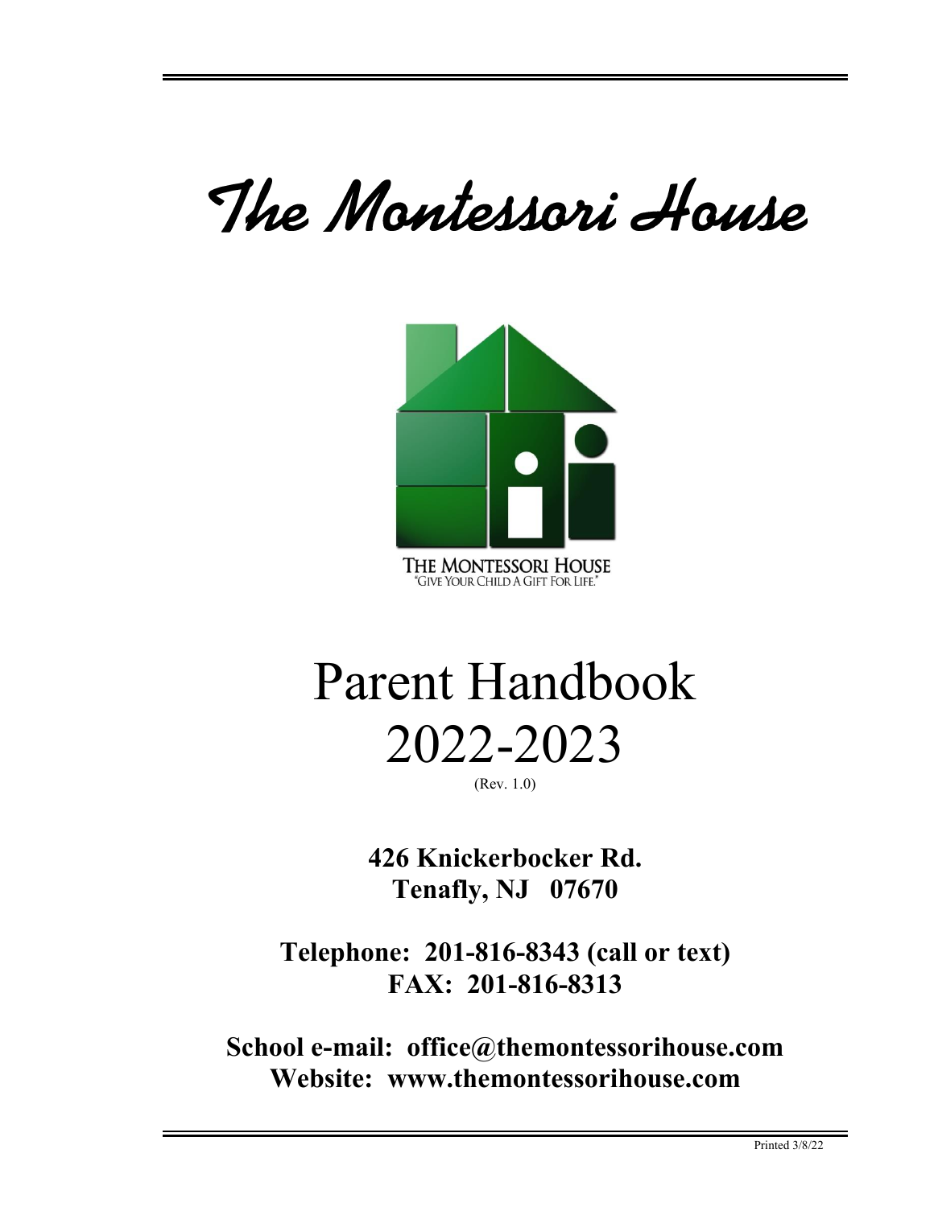# The Montessori House

THE MONTESSORI HOUSE
"GIVE YOUR CHILD A GIFT FOR LIFE."

# Parent Handbook
# 2022-2023

(Rev. 1.0)

**426 Knickerbocker Rd.**
**Tenafly, NJ 07670**

**Telephone: 201-816-8343 (call or text)**
**FAX: 201-816-8313**

**School e-mail: office@themontessorihouse.com**
**Website: www.themontessorihouse.com**

Printed 3/8/22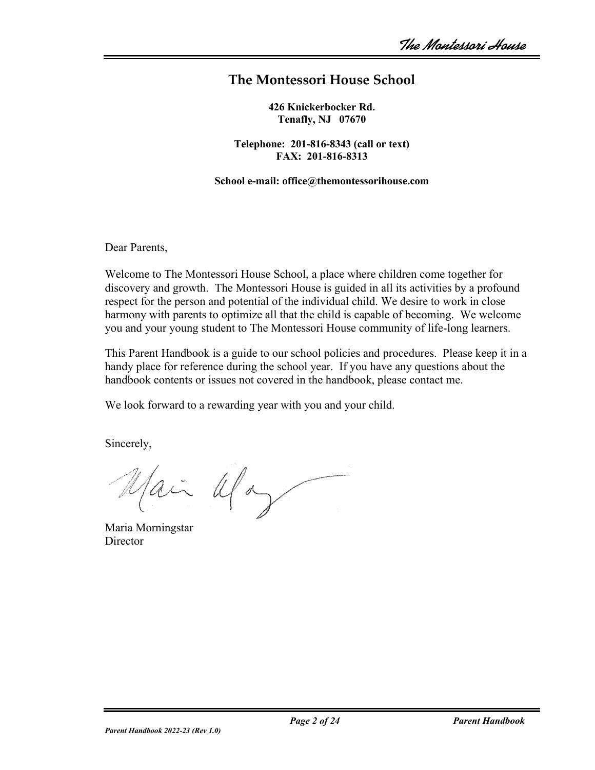## The Montessori House School

**426 Knickerbocker Rd.**
**Tenafly, NJ 07670**

**Telephone: 201-816-8343 (call or text)**
**FAX: 201-816-8313**

**School e-mail: office@themontessorihouse.com**

Dear Parents,

Welcome to The Montessori House School, a place where children come together for discovery and growth. The Montessori House is guided in all its activities by a profound respect for the person and potential of the individual child. We desire to work in close harmony with parents to optimize all that the child is capable of becoming. We welcome you and your young student to The Montessori House community of life-long learners.

This Parent Handbook is a guide to our school policies and procedures. Please keep it in a handy place for reference during the school year. If you have any questions about the handbook contents or issues not covered in the handbook, please contact me.

We look forward to a rewarding year with you and your child.

Sincerely,

Maria Morningstar
Director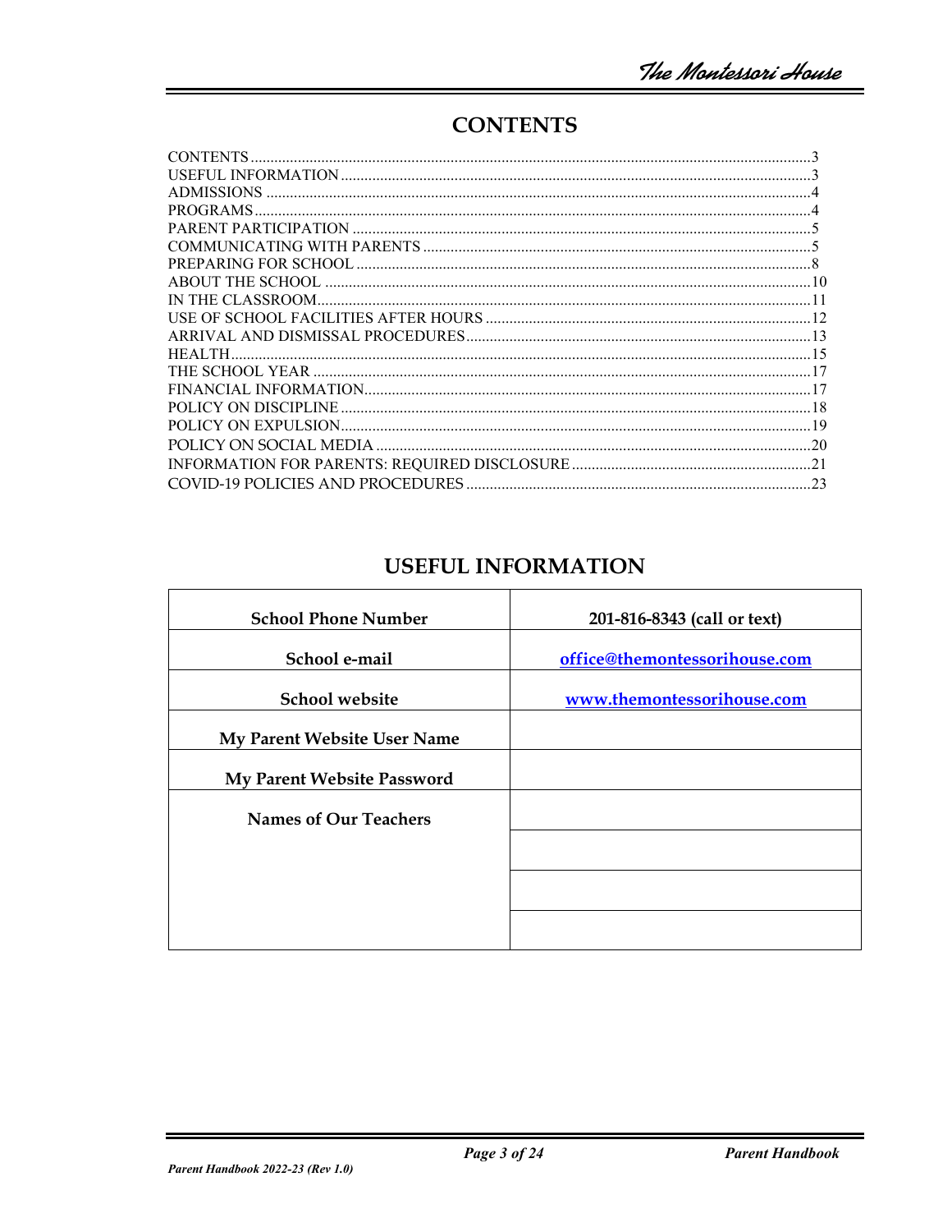## CONTENTS

CONTENTS ............................................................ 3
USEFUL INFORMATION ............................................................ 3
ADMISSIONS ............................................................ 4
PROGRAMS ............................................................ 4
PARENT PARTICIPATION ............................................................ 5
COMMUNICATING WITH PARENTS ............................................................ 5
PREPARING FOR SCHOOL ............................................................ 8
ABOUT THE SCHOOL ............................................................ 10
IN THE CLASSROOM ............................................................ 11
USE OF SCHOOL FACILITIES AFTER HOURS ............................................................ 12
ARRIVAL AND DISMISSAL PROCEDURES ............................................................ 13
HEALTH ............................................................ 15
THE SCHOOL YEAR ............................................................ 17
FINANCIAL INFORMATION ............................................................ 17
POLICY ON DISCIPLINE ............................................................ 18
POLICY ON EXPULSION ............................................................ 19
POLICY ON SOCIAL MEDIA ............................................................ 20
INFORMATION FOR PARENTS: REQUIRED DISCLOSURE ............................................................ 21
COVID-19 POLICIES AND PROCEDURES ............................................................ 23

## USEFUL INFORMATION

| | |
|---|---|
| **School Phone Number** | **201-816-8343 (call or text)** |
| **School e-mail** | **office@themontessorihouse.com** |
| **School website** | **www.themontessorihouse.com** |
| **My Parent Website User Name** | |
| **My Parent Website Password** | |
| **Names of Our Teachers** | |
| | |
| | |
| | |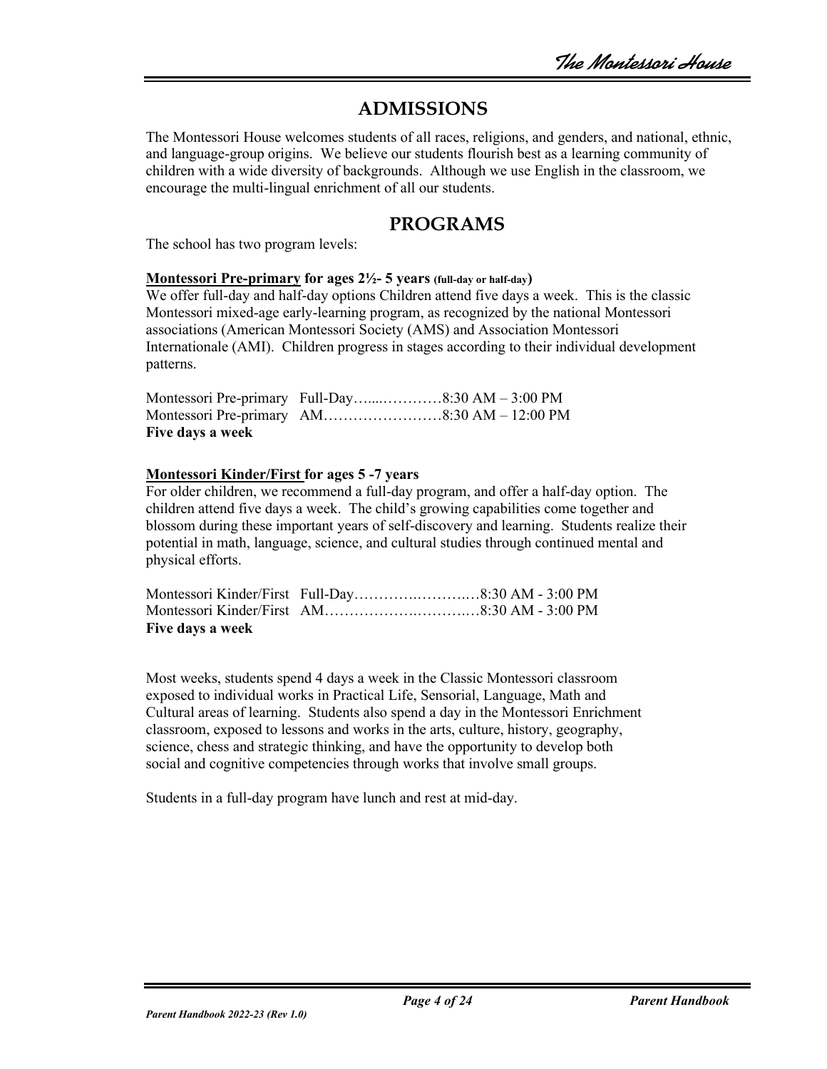# ADMISSIONS

The Montessori House welcomes students of all races, religions, and genders, and national, ethnic, and language-group origins. We believe our students flourish best as a learning community of children with a wide diversity of backgrounds. Although we use English in the classroom, we encourage the multi-lingual enrichment of all our students.

# PROGRAMS

The school has two program levels:

**Montessori Pre-primary for ages 2½- 5 years (full-day or half-day)**

We offer full-day and half-day options Children attend five days a week. This is the classic Montessori mixed-age early-learning program, as recognized by the national Montessori associations (American Montessori Society (AMS) and Association Montessori Internationale (AMI). Children progress in stages according to their individual development patterns.

Montessori Pre-primary Full-Day…....…………8:30 AM – 3:00 PM
Montessori Pre-primary AM……………………8:30 AM – 12:00 PM
**Five days a week**

**Montessori Kinder/First for ages 5 -7 years**

For older children, we recommend a full-day program, and offer a half-day option. The children attend five days a week. The child's growing capabilities come together and blossom during these important years of self-discovery and learning. Students realize their potential in math, language, science, and cultural studies through continued mental and physical efforts.

Montessori Kinder/First Full-Day……….………..…8:30 AM - 3:00 PM
Montessori Kinder/First AM…………….………..…8:30 AM - 3:00 PM
**Five days a week**

Most weeks, students spend 4 days a week in the Classic Montessori classroom exposed to individual works in Practical Life, Sensorial, Language, Math and Cultural areas of learning. Students also spend a day in the Montessori Enrichment classroom, exposed to lessons and works in the arts, culture, history, geography, science, chess and strategic thinking, and have the opportunity to develop both social and cognitive competencies through works that involve small groups.

Students in a full-day program have lunch and rest at mid-day.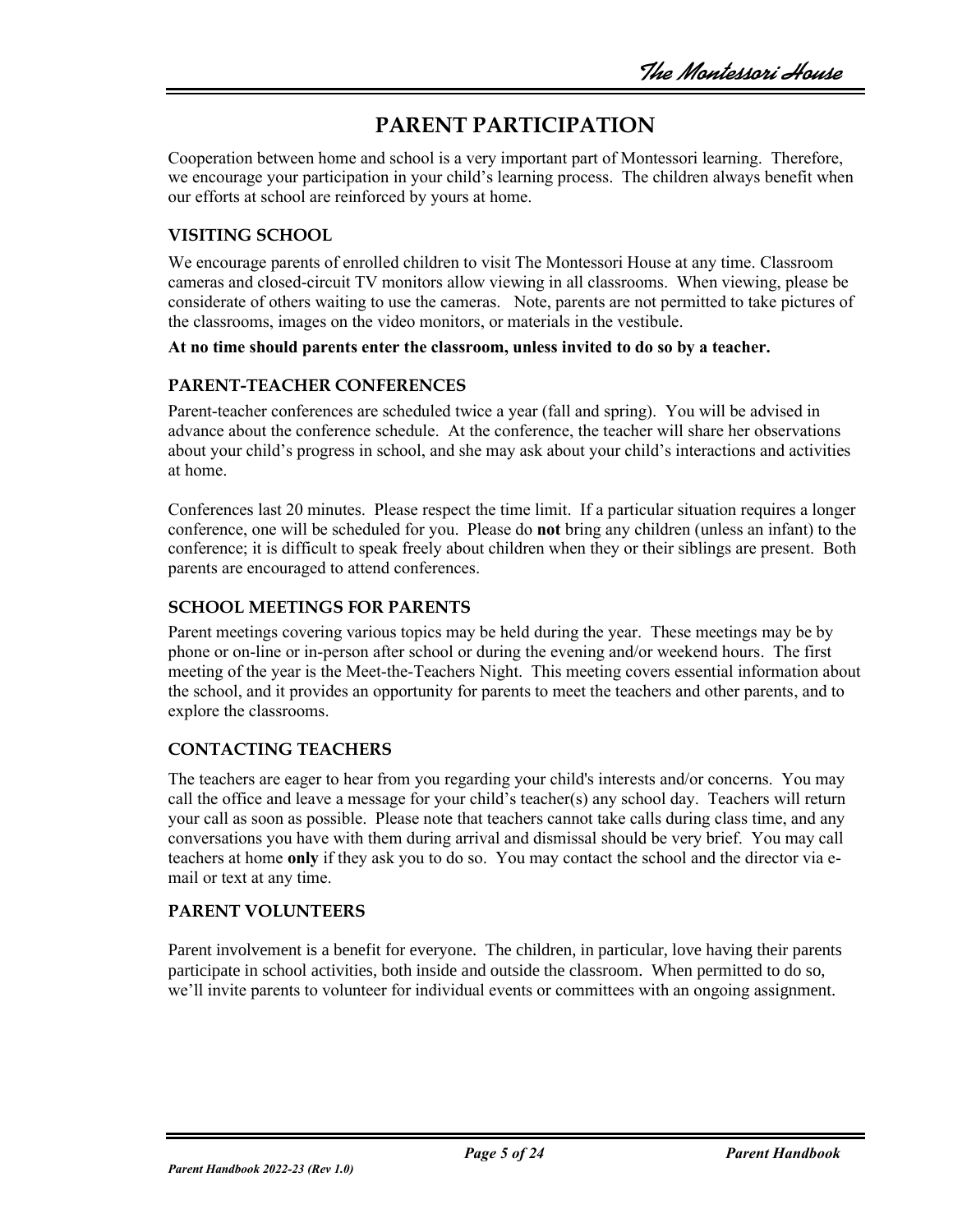# PARENT PARTICIPATION

Cooperation between home and school is a very important part of Montessori learning. Therefore, we encourage your participation in your child's learning process. The children always benefit when our efforts at school are reinforced by yours at home.

## VISITING SCHOOL

We encourage parents of enrolled children to visit The Montessori House at any time. Classroom cameras and closed-circuit TV monitors allow viewing in all classrooms. When viewing, please be considerate of others waiting to use the cameras. Note, parents are not permitted to take pictures of the classrooms, images on the video monitors, or materials in the vestibule.

**At no time should parents enter the classroom, unless invited to do so by a teacher.**

## PARENT-TEACHER CONFERENCES

Parent-teacher conferences are scheduled twice a year (fall and spring). You will be advised in advance about the conference schedule. At the conference, the teacher will share her observations about your child's progress in school, and she may ask about your child's interactions and activities at home.

Conferences last 20 minutes. Please respect the time limit. If a particular situation requires a longer conference, one will be scheduled for you. Please do **not** bring any children (unless an infant) to the conference; it is difficult to speak freely about children when they or their siblings are present. Both parents are encouraged to attend conferences.

## SCHOOL MEETINGS FOR PARENTS

Parent meetings covering various topics may be held during the year. These meetings may be by phone or on-line or in-person after school or during the evening and/or weekend hours. The first meeting of the year is the Meet-the-Teachers Night. This meeting covers essential information about the school, and it provides an opportunity for parents to meet the teachers and other parents, and to explore the classrooms.

## CONTACTING TEACHERS

The teachers are eager to hear from you regarding your child's interests and/or concerns. You may call the office and leave a message for your child's teacher(s) any school day. Teachers will return your call as soon as possible. Please note that teachers cannot take calls during class time, and any conversations you have with them during arrival and dismissal should be very brief. You may call teachers at home **only** if they ask you to do so. You may contact the school and the director via e-mail or text at any time.

## PARENT VOLUNTEERS

Parent involvement is a benefit for everyone. The children, in particular, love having their parents participate in school activities, both inside and outside the classroom. When permitted to do so, we'll invite parents to volunteer for individual events or committees with an ongoing assignment.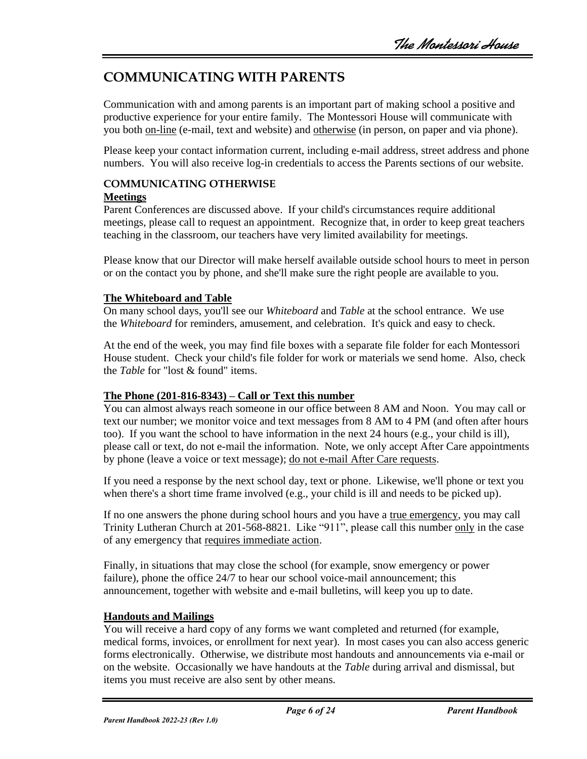# COMMUNICATING WITH PARENTS

Communication with and among parents is an important part of making school a positive and productive experience for your entire family. The Montessori House will communicate with you both <u>on-line</u> (e-mail, text and website) and <u>otherwise</u> (in person, on paper and via phone).

Please keep your contact information current, including e-mail address, street address and phone numbers. You will also receive log-in credentials to access the Parents sections of our website.

## COMMUNICATING OTHERWISE

### Meetings

Parent Conferences are discussed above. If your child's circumstances require additional meetings, please call to request an appointment. Recognize that, in order to keep great teachers teaching in the classroom, our teachers have very limited availability for meetings.

Please know that our Director will make herself available outside school hours to meet in person or on the contact you by phone, and she'll make sure the right people are available to you.

### The Whiteboard and Table

On many school days, you'll see our *Whiteboard* and *Table* at the school entrance. We use the *Whiteboard* for reminders, amusement, and celebration. It's quick and easy to check.

At the end of the week, you may find file boxes with a separate file folder for each Montessori House student. Check your child's file folder for work or materials we send home. Also, check the *Table* for "lost & found" items.

### The Phone (201-816-8343) – Call or Text this number

You can almost always reach someone in our office between 8 AM and Noon. You may call or text our number; we monitor voice and text messages from 8 AM to 4 PM (and often after hours too). If you want the school to have information in the next 24 hours (e.g., your child is ill), please call or text, do not e-mail the information. Note, we only accept After Care appointments by phone (leave a voice or text message); <u>do not e-mail After Care requests</u>.

If you need a response by the next school day, text or phone. Likewise, we'll phone or text you when there's a short time frame involved (e.g., your child is ill and needs to be picked up).

If no one answers the phone during school hours and you have a <u>true emergency</u>, you may call Trinity Lutheran Church at 201-568-8821. Like "911", please call this number <u>only</u> in the case of any emergency that <u>requires immediate action</u>.

Finally, in situations that may close the school (for example, snow emergency or power failure), phone the office 24/7 to hear our school voice-mail announcement; this announcement, together with website and e-mail bulletins, will keep you up to date.

### Handouts and Mailings

You will receive a hard copy of any forms we want completed and returned (for example, medical forms, invoices, or enrollment for next year). In most cases you can also access generic forms electronically. Otherwise, we distribute most handouts and announcements via e-mail or on the website. Occasionally we have handouts at the *Table* during arrival and dismissal, but items you must receive are also sent by other means.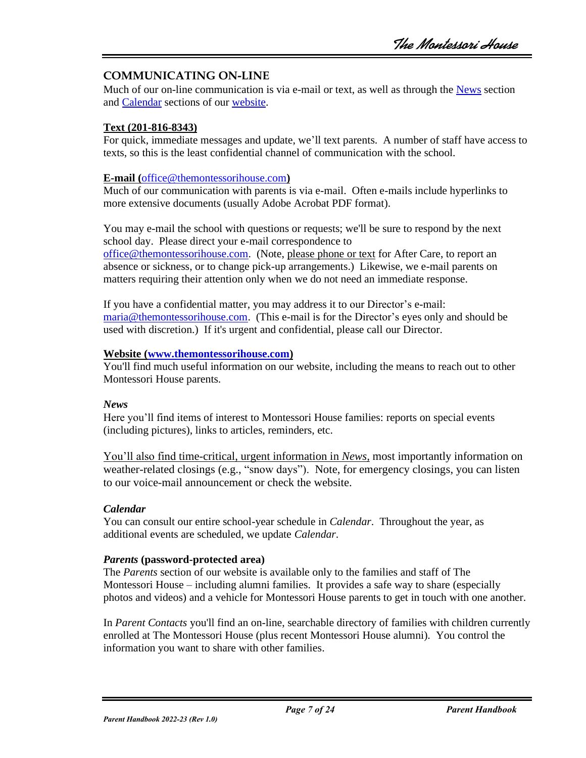## COMMUNICATING ON-LINE

Much of our on-line communication is via e-mail or text, as well as through the News section and Calendar sections of our website.

**Text (201-816-8343)**

For quick, immediate messages and update, we'll text parents. A number of staff have access to texts, so this is the least confidential channel of communication with the school.

**E-mail (office@themontessorihouse.com)**

Much of our communication with parents is via e-mail. Often e-mails include hyperlinks to more extensive documents (usually Adobe Acrobat PDF format).

You may e-mail the school with questions or requests; we'll be sure to respond by the next school day. Please direct your e-mail correspondence to office@themontessorihouse.com. (Note, please phone or text for After Care, to report an absence or sickness, or to change pick-up arrangements.) Likewise, we e-mail parents on matters requiring their attention only when we do not need an immediate response.

If you have a confidential matter, you may address it to our Director's e-mail: maria@themontessorihouse.com. (This e-mail is for the Director's eyes only and should be used with discretion.) If it's urgent and confidential, please call our Director.

**Website (www.themontessorihouse.com)**

You'll find much useful information on our website, including the means to reach out to other Montessori House parents.

***News***

Here you'll find items of interest to Montessori House families: reports on special events (including pictures), links to articles, reminders, etc.

You'll also find time-critical, urgent information in *News*, most importantly information on weather-related closings (e.g., "snow days"). Note, for emergency closings, you can listen to our voice-mail announcement or check the website.

***Calendar***

You can consult our entire school-year schedule in *Calendar*. Throughout the year, as additional events are scheduled, we update *Calendar*.

***Parents* (password-protected area)**

The *Parents* section of our website is available only to the families and staff of The Montessori House – including alumni families. It provides a safe way to share (especially photos and videos) and a vehicle for Montessori House parents to get in touch with one another.

In *Parent Contacts* you'll find an on-line, searchable directory of families with children currently enrolled at The Montessori House (plus recent Montessori House alumni). You control the information you want to share with other families.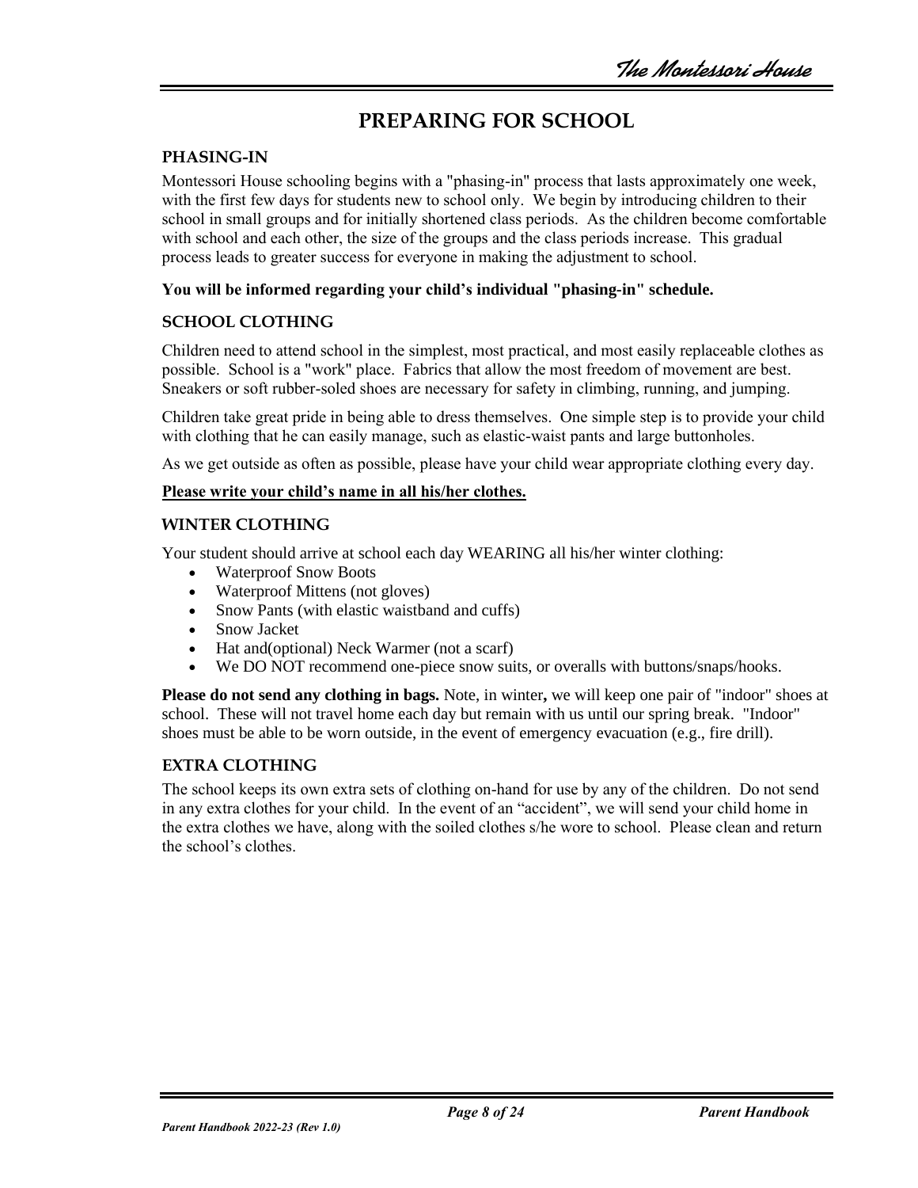# PREPARING FOR SCHOOL

## PHASING-IN

Montessori House schooling begins with a "phasing-in" process that lasts approximately one week, with the first few days for students new to school only. We begin by introducing children to their school in small groups and for initially shortened class periods. As the children become comfortable with school and each other, the size of the groups and the class periods increase. This gradual process leads to greater success for everyone in making the adjustment to school.

**You will be informed regarding your child's individual "phasing-in" schedule.**

## SCHOOL CLOTHING

Children need to attend school in the simplest, most practical, and most easily replaceable clothes as possible. School is a "work" place. Fabrics that allow the most freedom of movement are best. Sneakers or soft rubber-soled shoes are necessary for safety in climbing, running, and jumping.

Children take great pride in being able to dress themselves. One simple step is to provide your child with clothing that he can easily manage, such as elastic-waist pants and large buttonholes.

As we get outside as often as possible, please have your child wear appropriate clothing every day.

**<u>Please write your child's name in all his/her clothes.</u>**

## WINTER CLOTHING

Your student should arrive at school each day WEARING all his/her winter clothing:

- Waterproof Snow Boots
- Waterproof Mittens (not gloves)
- Snow Pants (with elastic waistband and cuffs)
- Snow Jacket
- Hat and(optional) Neck Warmer (not a scarf)
- We DO NOT recommend one-piece snow suits, or overalls with buttons/snaps/hooks.

**Please do not send any clothing in bags.** Note, in winter**,** we will keep one pair of "indoor" shoes at school. These will not travel home each day but remain with us until our spring break. "Indoor" shoes must be able to be worn outside, in the event of emergency evacuation (e.g., fire drill).

## EXTRA CLOTHING

The school keeps its own extra sets of clothing on-hand for use by any of the children. Do not send in any extra clothes for your child. In the event of an "accident", we will send your child home in the extra clothes we have, along with the soiled clothes s/he wore to school. Please clean and return the school's clothes.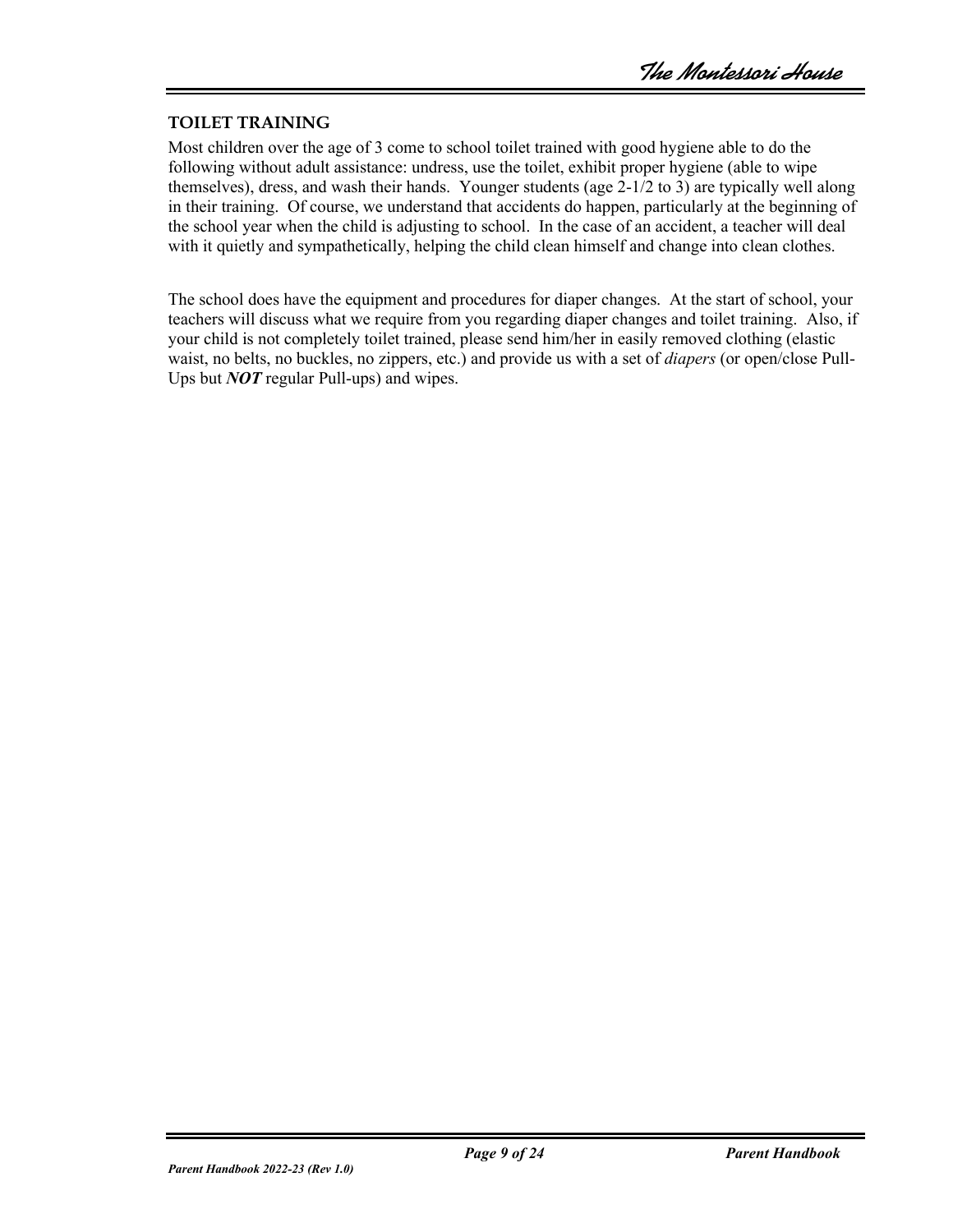## TOILET TRAINING

Most children over the age of 3 come to school toilet trained with good hygiene able to do the following without adult assistance: undress, use the toilet, exhibit proper hygiene (able to wipe themselves), dress, and wash their hands. Younger students (age 2-1/2 to 3) are typically well along in their training. Of course, we understand that accidents do happen, particularly at the beginning of the school year when the child is adjusting to school. In the case of an accident, a teacher will deal with it quietly and sympathetically, helping the child clean himself and change into clean clothes.

The school does have the equipment and procedures for diaper changes. At the start of school, your teachers will discuss what we require from you regarding diaper changes and toilet training. Also, if your child is not completely toilet trained, please send him/her in easily removed clothing (elastic waist, no belts, no buckles, no zippers, etc.) and provide us with a set of *diapers* (or open/close Pull-Ups but ***NOT*** regular Pull-ups) and wipes.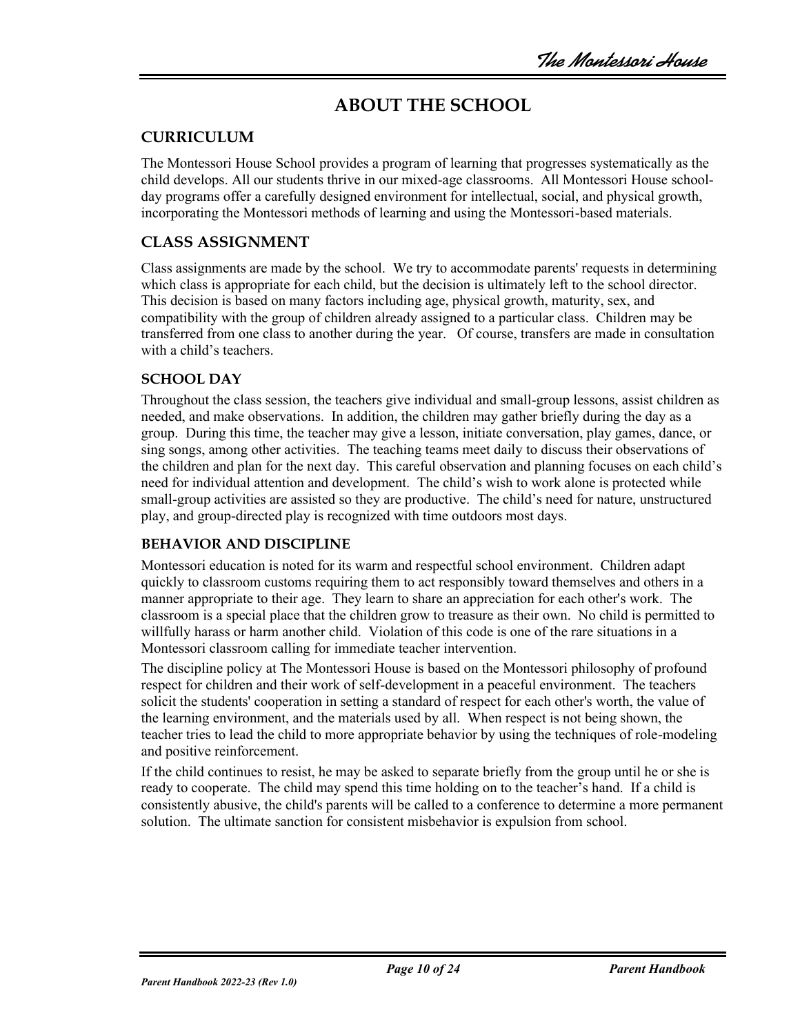# ABOUT THE SCHOOL

## CURRICULUM

The Montessori House School provides a program of learning that progresses systematically as the child develops. All our students thrive in our mixed-age classrooms. All Montessori House school-day programs offer a carefully designed environment for intellectual, social, and physical growth, incorporating the Montessori methods of learning and using the Montessori-based materials.

## CLASS ASSIGNMENT

Class assignments are made by the school. We try to accommodate parents' requests in determining which class is appropriate for each child, but the decision is ultimately left to the school director. This decision is based on many factors including age, physical growth, maturity, sex, and compatibility with the group of children already assigned to a particular class. Children may be transferred from one class to another during the year. Of course, transfers are made in consultation with a child's teachers.

### SCHOOL DAY

Throughout the class session, the teachers give individual and small-group lessons, assist children as needed, and make observations. In addition, the children may gather briefly during the day as a group. During this time, the teacher may give a lesson, initiate conversation, play games, dance, or sing songs, among other activities. The teaching teams meet daily to discuss their observations of the children and plan for the next day. This careful observation and planning focuses on each child's need for individual attention and development. The child's wish to work alone is protected while small-group activities are assisted so they are productive. The child's need for nature, unstructured play, and group-directed play is recognized with time outdoors most days.

### BEHAVIOR AND DISCIPLINE

Montessori education is noted for its warm and respectful school environment. Children adapt quickly to classroom customs requiring them to act responsibly toward themselves and others in a manner appropriate to their age. They learn to share an appreciation for each other's work. The classroom is a special place that the children grow to treasure as their own. No child is permitted to willfully harass or harm another child. Violation of this code is one of the rare situations in a Montessori classroom calling for immediate teacher intervention.

The discipline policy at The Montessori House is based on the Montessori philosophy of profound respect for children and their work of self-development in a peaceful environment. The teachers solicit the students' cooperation in setting a standard of respect for each other's worth, the value of the learning environment, and the materials used by all. When respect is not being shown, the teacher tries to lead the child to more appropriate behavior by using the techniques of role-modeling and positive reinforcement.

If the child continues to resist, he may be asked to separate briefly from the group until he or she is ready to cooperate. The child may spend this time holding on to the teacher's hand. If a child is consistently abusive, the child's parents will be called to a conference to determine a more permanent solution. The ultimate sanction for consistent misbehavior is expulsion from school.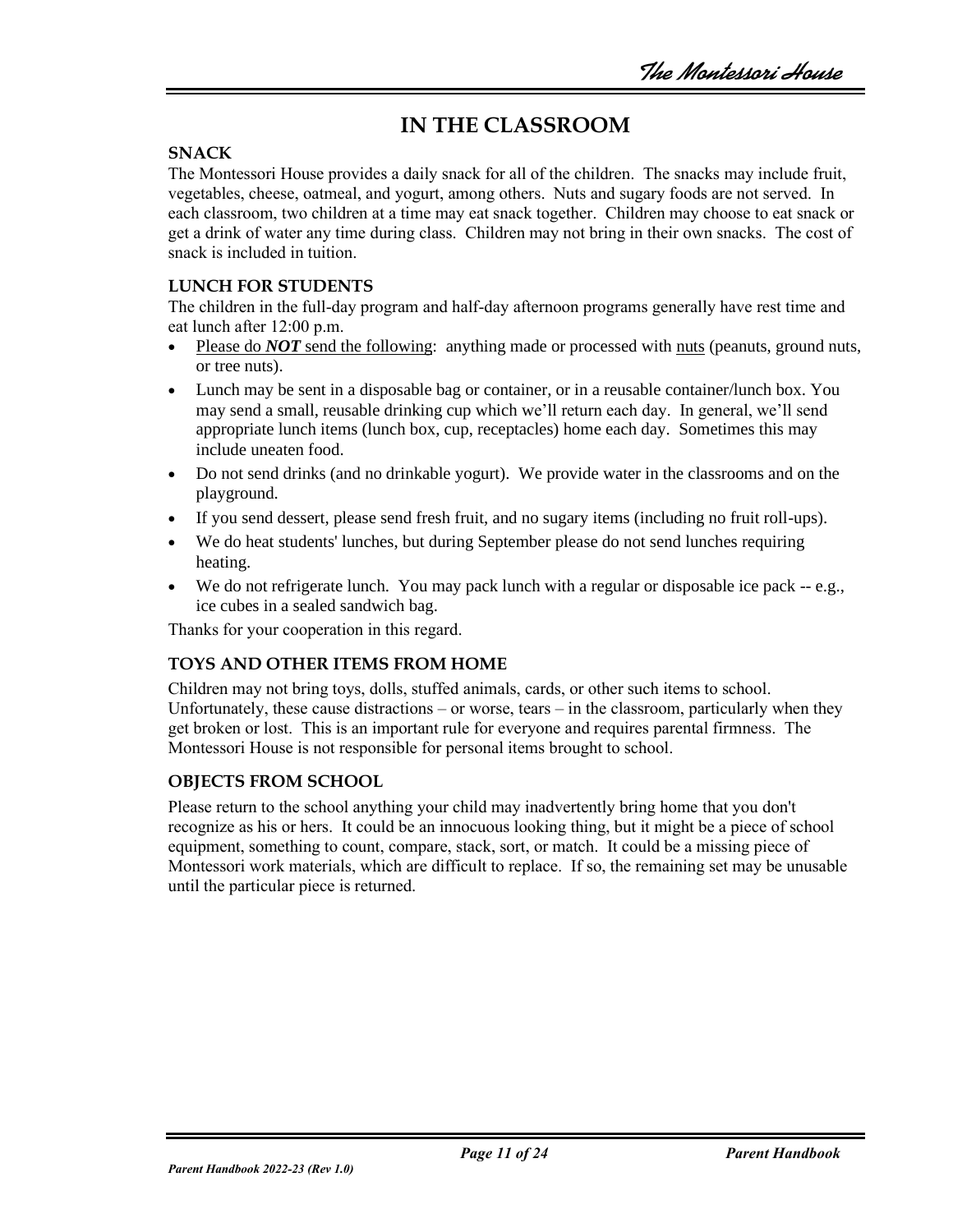# IN THE CLASSROOM

### SNACK

The Montessori House provides a daily snack for all of the children. The snacks may include fruit, vegetables, cheese, oatmeal, and yogurt, among others. Nuts and sugary foods are not served. In each classroom, two children at a time may eat snack together. Children may choose to eat snack or get a drink of water any time during class. Children may not bring in their own snacks. The cost of snack is included in tuition.

### LUNCH FOR STUDENTS

The children in the full-day program and half-day afternoon programs generally have rest time and eat lunch after 12:00 p.m.

- Please do ***NOT*** send the following: anything made or processed with nuts (peanuts, ground nuts, or tree nuts).
- Lunch may be sent in a disposable bag or container, or in a reusable container/lunch box. You may send a small, reusable drinking cup which we'll return each day. In general, we'll send appropriate lunch items (lunch box, cup, receptacles) home each day. Sometimes this may include uneaten food.
- Do not send drinks (and no drinkable yogurt). We provide water in the classrooms and on the playground.
- If you send dessert, please send fresh fruit, and no sugary items (including no fruit roll-ups).
- We do heat students' lunches, but during September please do not send lunches requiring heating.
- We do not refrigerate lunch. You may pack lunch with a regular or disposable ice pack -- e.g., ice cubes in a sealed sandwich bag.

Thanks for your cooperation in this regard.

### TOYS AND OTHER ITEMS FROM HOME

Children may not bring toys, dolls, stuffed animals, cards, or other such items to school. Unfortunately, these cause distractions – or worse, tears – in the classroom, particularly when they get broken or lost. This is an important rule for everyone and requires parental firmness. The Montessori House is not responsible for personal items brought to school.

### OBJECTS FROM SCHOOL

Please return to the school anything your child may inadvertently bring home that you don't recognize as his or hers. It could be an innocuous looking thing, but it might be a piece of school equipment, something to count, compare, stack, sort, or match. It could be a missing piece of Montessori work materials, which are difficult to replace. If so, the remaining set may be unusable until the particular piece is returned.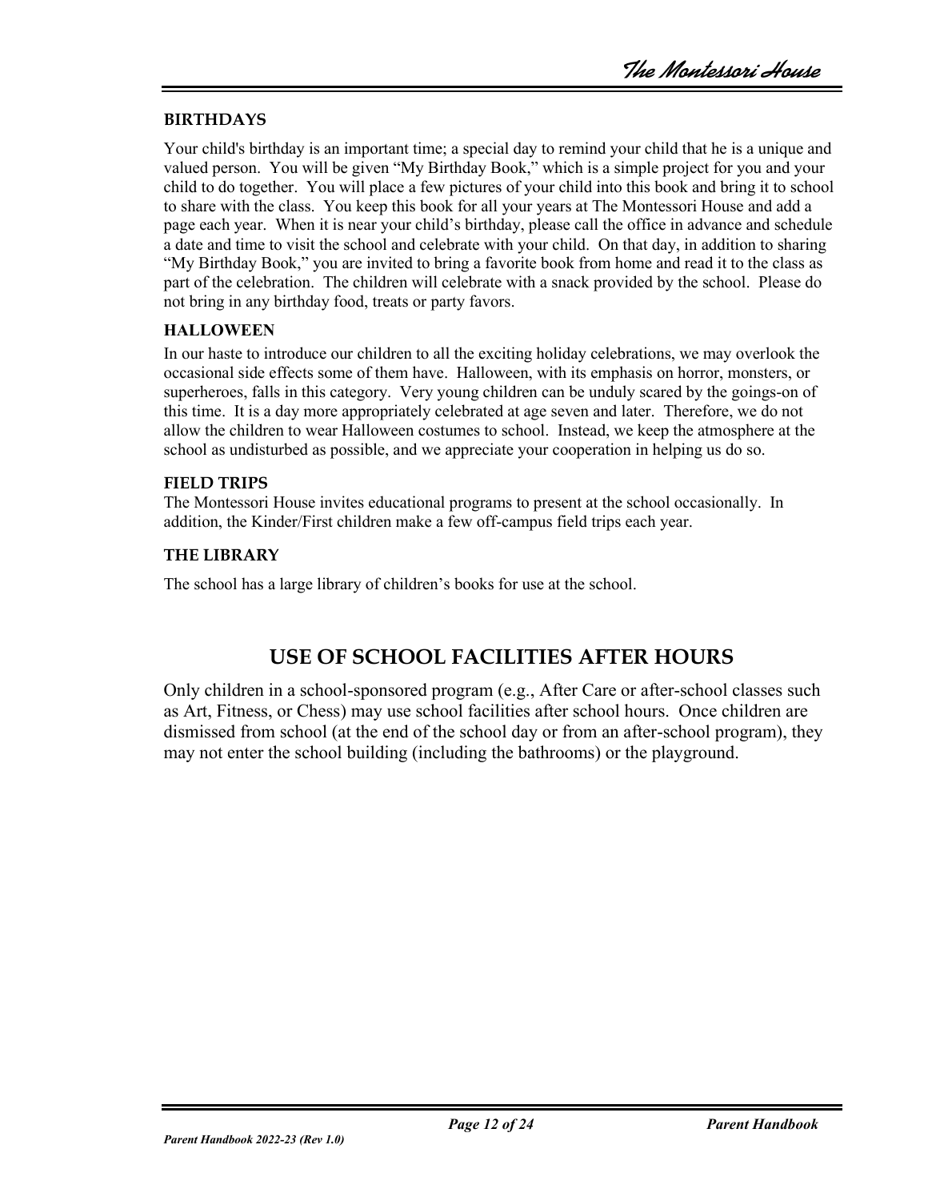### BIRTHDAYS

Your child's birthday is an important time; a special day to remind your child that he is a unique and valued person. You will be given "My Birthday Book," which is a simple project for you and your child to do together. You will place a few pictures of your child into this book and bring it to school to share with the class. You keep this book for all your years at The Montessori House and add a page each year. When it is near your child's birthday, please call the office in advance and schedule a date and time to visit the school and celebrate with your child. On that day, in addition to sharing "My Birthday Book," you are invited to bring a favorite book from home and read it to the class as part of the celebration. The children will celebrate with a snack provided by the school. Please do not bring in any birthday food, treats or party favors.

### HALLOWEEN

In our haste to introduce our children to all the exciting holiday celebrations, we may overlook the occasional side effects some of them have. Halloween, with its emphasis on horror, monsters, or superheroes, falls in this category. Very young children can be unduly scared by the goings-on of this time. It is a day more appropriately celebrated at age seven and later. Therefore, we do not allow the children to wear Halloween costumes to school. Instead, we keep the atmosphere at the school as undisturbed as possible, and we appreciate your cooperation in helping us do so.

### FIELD TRIPS

The Montessori House invites educational programs to present at the school occasionally. In addition, the Kinder/First children make a few off-campus field trips each year.

### THE LIBRARY

The school has a large library of children's books for use at the school.

## USE OF SCHOOL FACILITIES AFTER HOURS

Only children in a school-sponsored program (e.g., After Care or after-school classes such as Art, Fitness, or Chess) may use school facilities after school hours. Once children are dismissed from school (at the end of the school day or from an after-school program), they may not enter the school building (including the bathrooms) or the playground.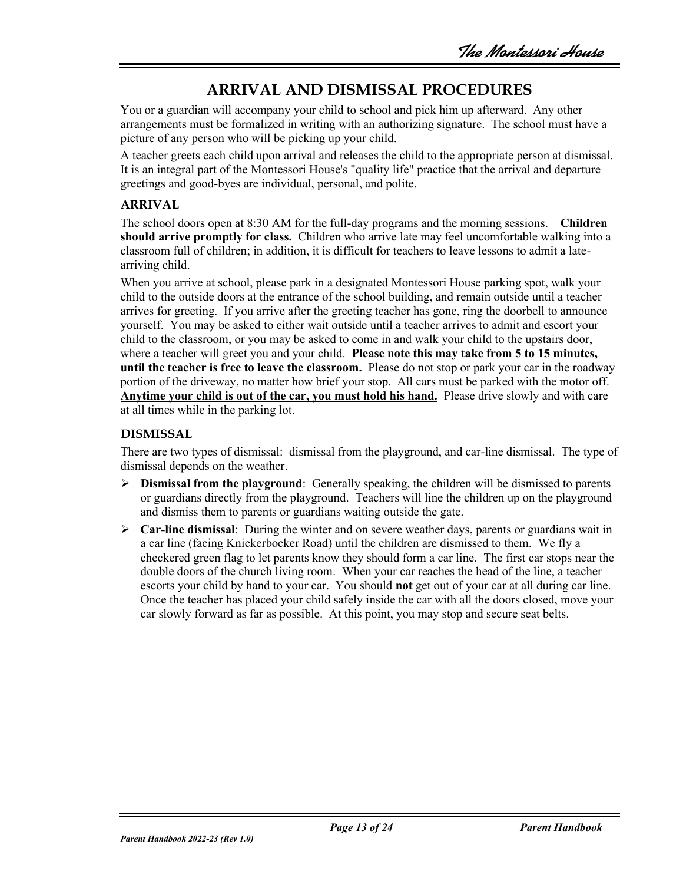# ARRIVAL AND DISMISSAL PROCEDURES

You or a guardian will accompany your child to school and pick him up afterward. Any other arrangements must be formalized in writing with an authorizing signature. The school must have a picture of any person who will be picking up your child.

A teacher greets each child upon arrival and releases the child to the appropriate person at dismissal. It is an integral part of the Montessori House's "quality life" practice that the arrival and departure greetings and good-byes are individual, personal, and polite.

## ARRIVAL

The school doors open at 8:30 AM for the full-day programs and the morning sessions. **Children should arrive promptly for class.** Children who arrive late may feel uncomfortable walking into a classroom full of children; in addition, it is difficult for teachers to leave lessons to admit a late-arriving child.

When you arrive at school, please park in a designated Montessori House parking spot, walk your child to the outside doors at the entrance of the school building, and remain outside until a teacher arrives for greeting. If you arrive after the greeting teacher has gone, ring the doorbell to announce yourself. You may be asked to either wait outside until a teacher arrives to admit and escort your child to the classroom, or you may be asked to come in and walk your child to the upstairs door, where a teacher will greet you and your child. **Please note this may take from 5 to 15 minutes, until the teacher is free to leave the classroom.** Please do not stop or park your car in the roadway portion of the driveway, no matter how brief your stop. All cars must be parked with the motor off. <u>**Anytime your child is out of the car, you must hold his hand.**</u> Please drive slowly and with care at all times while in the parking lot.

## DISMISSAL

There are two types of dismissal: dismissal from the playground, and car-line dismissal. The type of dismissal depends on the weather.

- **Dismissal from the playground**: Generally speaking, the children will be dismissed to parents or guardians directly from the playground. Teachers will line the children up on the playground and dismiss them to parents or guardians waiting outside the gate.
- **Car-line dismissal**: During the winter and on severe weather days, parents or guardians wait in a car line (facing Knickerbocker Road) until the children are dismissed to them. We fly a checkered green flag to let parents know they should form a car line. The first car stops near the double doors of the church living room. When your car reaches the head of the line, a teacher escorts your child by hand to your car. You should **not** get out of your car at all during car line. Once the teacher has placed your child safely inside the car with all the doors closed, move your car slowly forward as far as possible. At this point, you may stop and secure seat belts.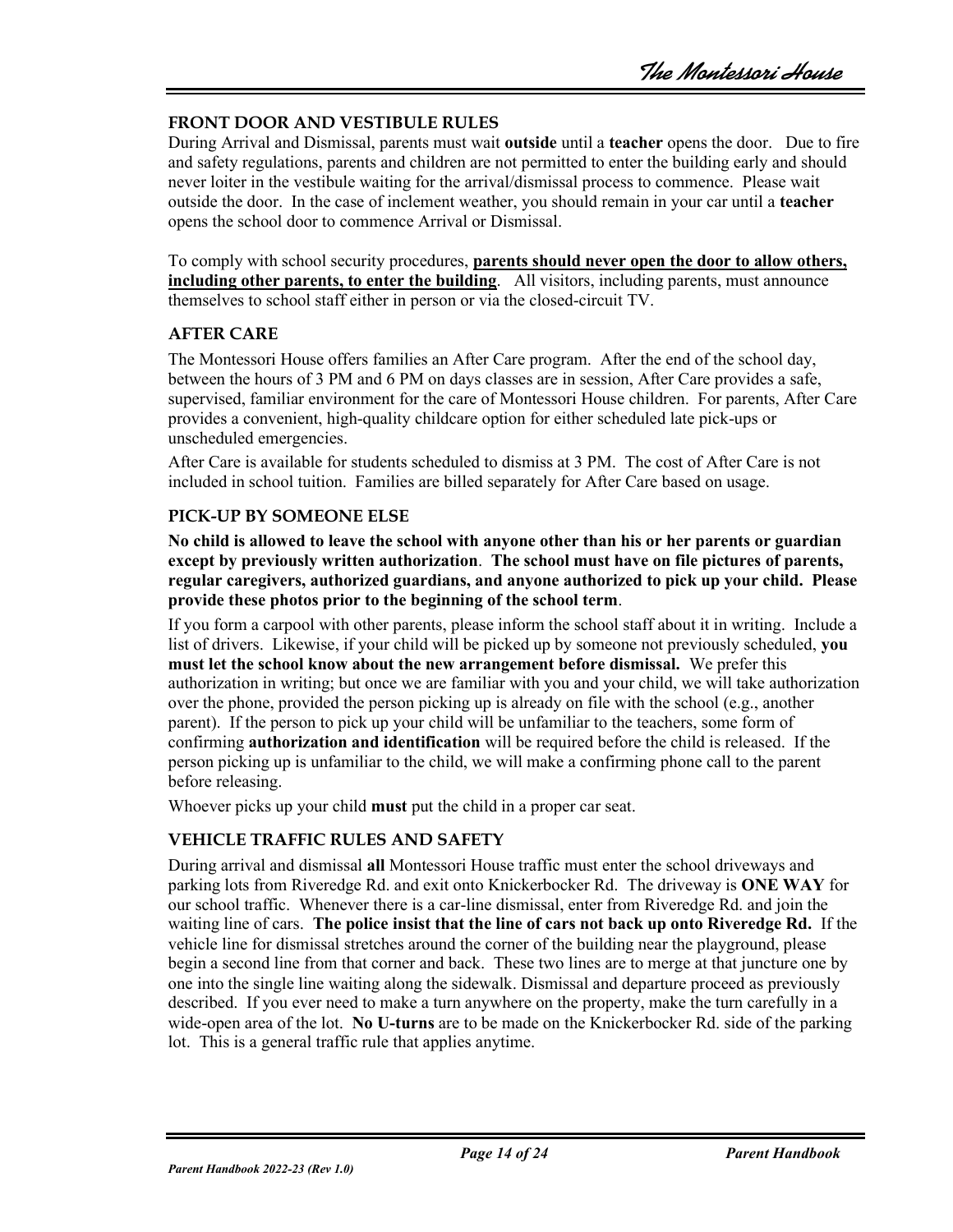## FRONT DOOR AND VESTIBULE RULES

During Arrival and Dismissal, parents must wait **outside** until a **teacher** opens the door. Due to fire and safety regulations, parents and children are not permitted to enter the building early and should never loiter in the vestibule waiting for the arrival/dismissal process to commence. Please wait outside the door. In the case of inclement weather, you should remain in your car until a **teacher** opens the school door to commence Arrival or Dismissal.

To comply with school security procedures, **parents should never open the door to allow others, including other parents, to enter the building**. All visitors, including parents, must announce themselves to school staff either in person or via the closed-circuit TV.

## AFTER CARE

The Montessori House offers families an After Care program. After the end of the school day, between the hours of 3 PM and 6 PM on days classes are in session, After Care provides a safe, supervised, familiar environment for the care of Montessori House children. For parents, After Care provides a convenient, high-quality childcare option for either scheduled late pick-ups or unscheduled emergencies.

After Care is available for students scheduled to dismiss at 3 PM. The cost of After Care is not included in school tuition. Families are billed separately for After Care based on usage.

## PICK-UP BY SOMEONE ELSE

**No child is allowed to leave the school with anyone other than his or her parents or guardian except by previously written authorization**. **The school must have on file pictures of parents, regular caregivers, authorized guardians, and anyone authorized to pick up your child. Please provide these photos prior to the beginning of the school term**.

If you form a carpool with other parents, please inform the school staff about it in writing. Include a list of drivers. Likewise, if your child will be picked up by someone not previously scheduled, **you must let the school know about the new arrangement before dismissal.** We prefer this authorization in writing; but once we are familiar with you and your child, we will take authorization over the phone, provided the person picking up is already on file with the school (e.g., another parent). If the person to pick up your child will be unfamiliar to the teachers, some form of confirming **authorization and identification** will be required before the child is released. If the person picking up is unfamiliar to the child, we will make a confirming phone call to the parent before releasing.

Whoever picks up your child **must** put the child in a proper car seat.

## VEHICLE TRAFFIC RULES AND SAFETY

During arrival and dismissal **all** Montessori House traffic must enter the school driveways and parking lots from Riveredge Rd. and exit onto Knickerbocker Rd. The driveway is **ONE WAY** for our school traffic. Whenever there is a car-line dismissal, enter from Riveredge Rd. and join the waiting line of cars. **The police insist that the line of cars not back up onto Riveredge Rd.** If the vehicle line for dismissal stretches around the corner of the building near the playground, please begin a second line from that corner and back. These two lines are to merge at that juncture one by one into the single line waiting along the sidewalk. Dismissal and departure proceed as previously described. If you ever need to make a turn anywhere on the property, make the turn carefully in a wide-open area of the lot. **No U-turns** are to be made on the Knickerbocker Rd. side of the parking lot. This is a general traffic rule that applies anytime.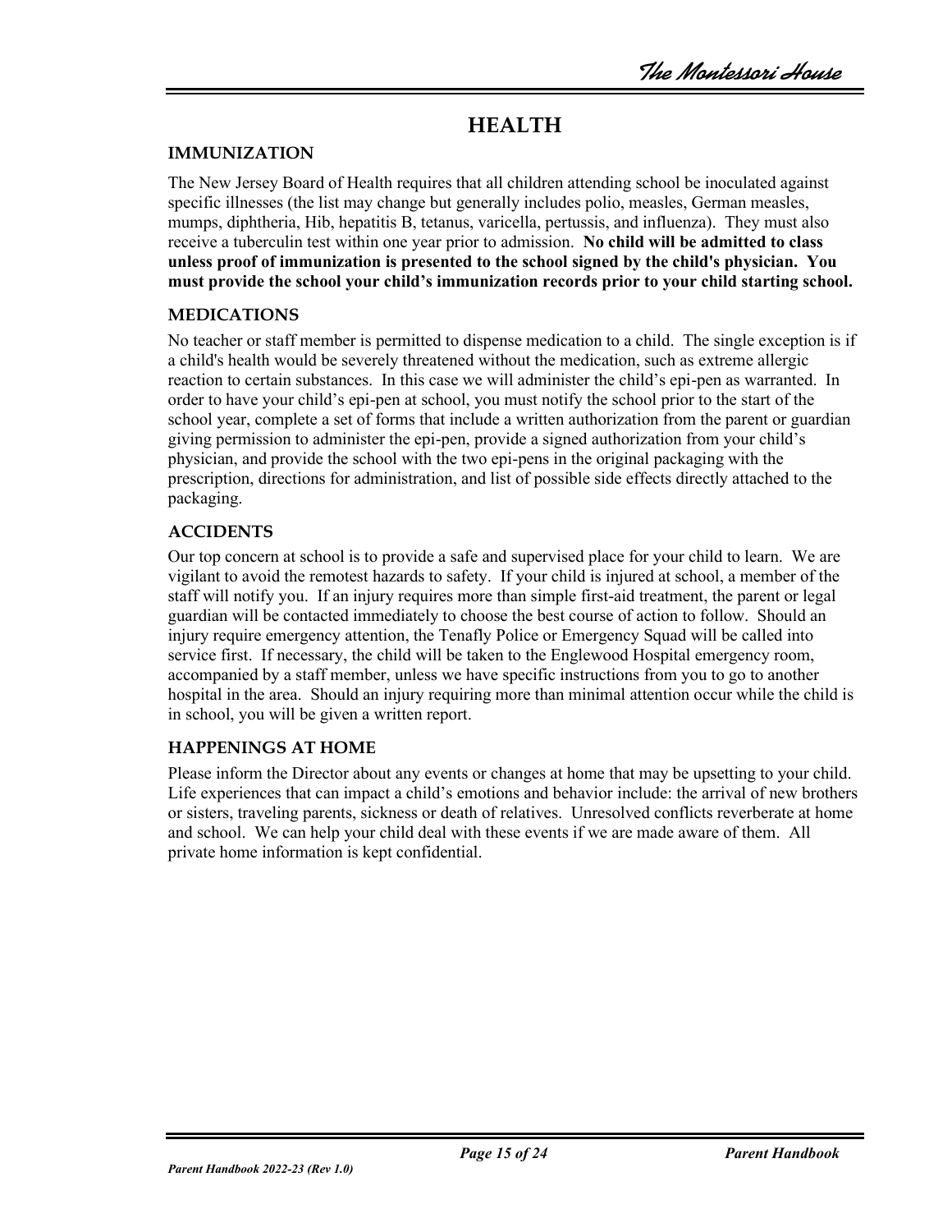# HEALTH

## IMMUNIZATION

The New Jersey Board of Health requires that all children attending school be inoculated against specific illnesses (the list may change but generally includes polio, measles, German measles, mumps, diphtheria, Hib, hepatitis B, tetanus, varicella, pertussis, and influenza). They must also receive a tuberculin test within one year prior to admission. **No child will be admitted to class unless proof of immunization is presented to the school signed by the child's physician. You must provide the school your child's immunization records prior to your child starting school.**

## MEDICATIONS

No teacher or staff member is permitted to dispense medication to a child. The single exception is if a child's health would be severely threatened without the medication, such as extreme allergic reaction to certain substances. In this case we will administer the child's epi-pen as warranted. In order to have your child's epi-pen at school, you must notify the school prior to the start of the school year, complete a set of forms that include a written authorization from the parent or guardian giving permission to administer the epi-pen, provide a signed authorization from your child's physician, and provide the school with the two epi-pens in the original packaging with the prescription, directions for administration, and list of possible side effects directly attached to the packaging.

## ACCIDENTS

Our top concern at school is to provide a safe and supervised place for your child to learn. We are vigilant to avoid the remotest hazards to safety. If your child is injured at school, a member of the staff will notify you. If an injury requires more than simple first-aid treatment, the parent or legal guardian will be contacted immediately to choose the best course of action to follow. Should an injury require emergency attention, the Tenafly Police or Emergency Squad will be called into service first. If necessary, the child will be taken to the Englewood Hospital emergency room, accompanied by a staff member, unless we have specific instructions from you to go to another hospital in the area. Should an injury requiring more than minimal attention occur while the child is in school, you will be given a written report.

## HAPPENINGS AT HOME

Please inform the Director about any events or changes at home that may be upsetting to your child. Life experiences that can impact a child's emotions and behavior include: the arrival of new brothers or sisters, traveling parents, sickness or death of relatives. Unresolved conflicts reverberate at home and school. We can help your child deal with these events if we are made aware of them. All private home information is kept confidential.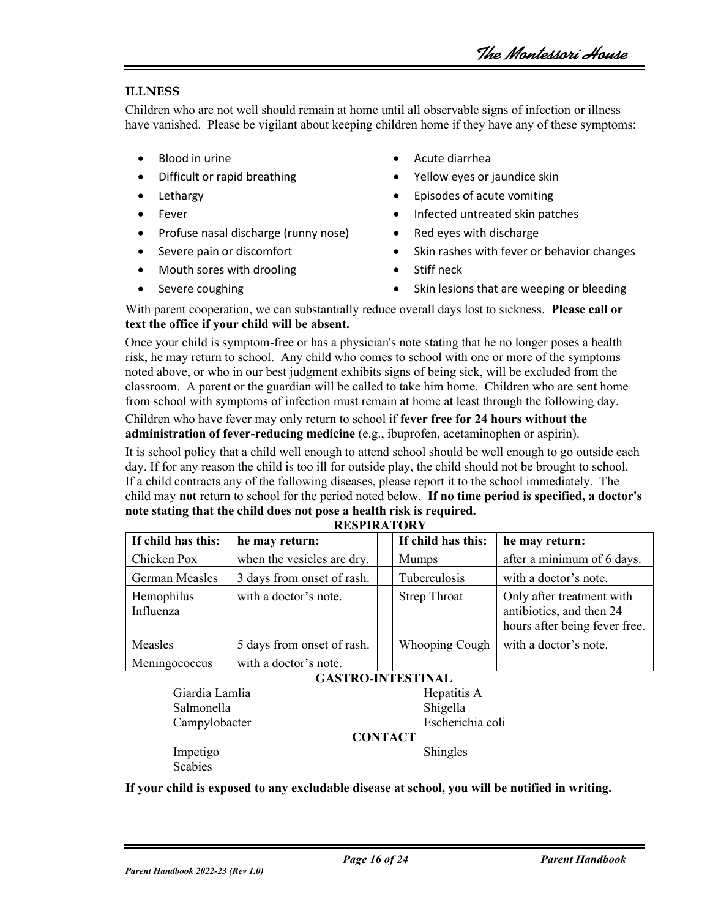## ILLNESS

Children who are not well should remain at home until all observable signs of infection or illness have vanished. Please be vigilant about keeping children home if they have any of these symptoms:

- Blood in urine
- Difficult or rapid breathing
- Lethargy
- Fever
- Profuse nasal discharge (runny nose)
- Severe pain or discomfort
- Mouth sores with drooling
- Severe coughing
- Acute diarrhea
- Yellow eyes or jaundice skin
- Episodes of acute vomiting
- Infected untreated skin patches
- Red eyes with discharge
- Skin rashes with fever or behavior changes
- Stiff neck
- Skin lesions that are weeping or bleeding

With parent cooperation, we can substantially reduce overall days lost to sickness. **Please call or text the office if your child will be absent.**

Once your child is symptom-free or has a physician's note stating that he no longer poses a health risk, he may return to school. Any child who comes to school with one or more of the symptoms noted above, or who in our best judgment exhibits signs of being sick, will be excluded from the classroom. A parent or the guardian will be called to take him home. Children who are sent home from school with symptoms of infection must remain at home at least through the following day.

Children who have fever may only return to school if **fever free for 24 hours without the administration of fever-reducing medicine** (e.g., ibuprofen, acetaminophen or aspirin).

It is school policy that a child well enough to attend school should be well enough to go outside each day. If for any reason the child is too ill for outside play, the child should not be brought to school. If a child contracts any of the following diseases, please report it to the school immediately. The child may **not** return to school for the period noted below. **If no time period is specified, a doctor's note stating that the child does not pose a health risk is required.**

**RESPIRATORY**

| If child has this: | he may return: | | If child has this: | he may return: |
|---|---|---|---|---|
| Chicken Pox | when the vesicles are dry. | | Mumps | after a minimum of 6 days. |
| German Measles | 3 days from onset of rash. | | Tuberculosis | with a doctor's note. |
| Hemophilus Influenza | with a doctor's note. | | Strep Throat | Only after treatment with antibiotics, and then 24 hours after being fever free. |
| Measles | 5 days from onset of rash. | | Whooping Cough | with a doctor's note. |
| Meningococcus | with a doctor's note. | | | |

**GASTRO-INTESTINAL**

- Giardia Lamlia
- Salmonella
- Campylobacter
- Hepatitis A
- Shigella
- Escherichia coli

**CONTACT**

- Impetigo
- Scabies
- Shingles

**If your child is exposed to any excludable disease at school, you will be notified in writing.**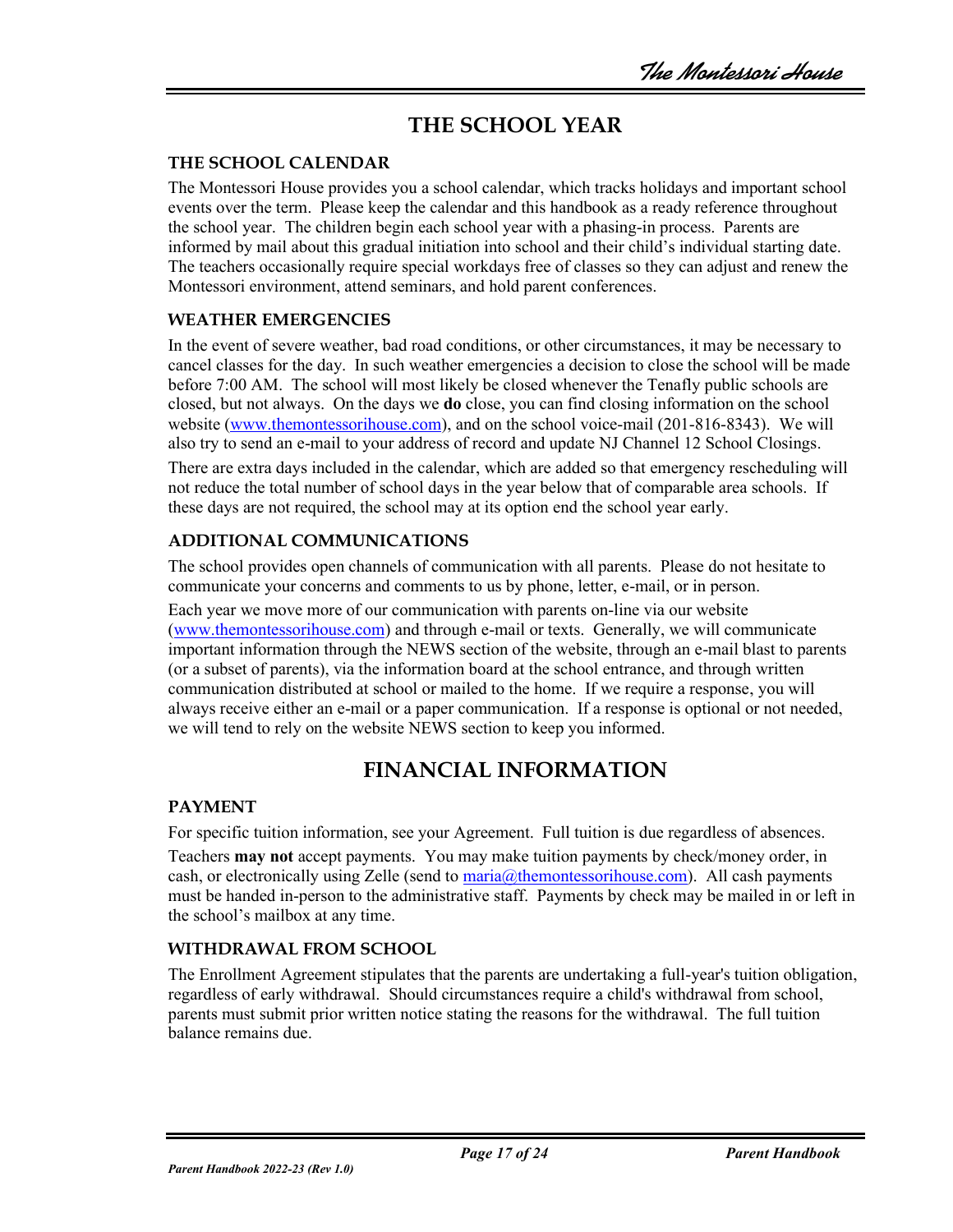# THE SCHOOL YEAR

## THE SCHOOL CALENDAR

The Montessori House provides you a school calendar, which tracks holidays and important school events over the term. Please keep the calendar and this handbook as a ready reference throughout the school year. The children begin each school year with a phasing-in process. Parents are informed by mail about this gradual initiation into school and their child's individual starting date. The teachers occasionally require special workdays free of classes so they can adjust and renew the Montessori environment, attend seminars, and hold parent conferences.

## WEATHER EMERGENCIES

In the event of severe weather, bad road conditions, or other circumstances, it may be necessary to cancel classes for the day. In such weather emergencies a decision to close the school will be made before 7:00 AM. The school will most likely be closed whenever the Tenafly public schools are closed, but not always. On the days we **do** close, you can find closing information on the school website (www.themontessorihouse.com), and on the school voice-mail (201-816-8343). We will also try to send an e-mail to your address of record and update NJ Channel 12 School Closings.

There are extra days included in the calendar, which are added so that emergency rescheduling will not reduce the total number of school days in the year below that of comparable area schools. If these days are not required, the school may at its option end the school year early.

## ADDITIONAL COMMUNICATIONS

The school provides open channels of communication with all parents. Please do not hesitate to communicate your concerns and comments to us by phone, letter, e-mail, or in person.

Each year we move more of our communication with parents on-line via our website (www.themontessorihouse.com) and through e-mail or texts. Generally, we will communicate important information through the NEWS section of the website, through an e-mail blast to parents (or a subset of parents), via the information board at the school entrance, and through written communication distributed at school or mailed to the home. If we require a response, you will always receive either an e-mail or a paper communication. If a response is optional or not needed, we will tend to rely on the website NEWS section to keep you informed.

# FINANCIAL INFORMATION

## PAYMENT

For specific tuition information, see your Agreement. Full tuition is due regardless of absences.

Teachers **may not** accept payments. You may make tuition payments by check/money order, in cash, or electronically using Zelle (send to maria@themontessorihouse.com). All cash payments must be handed in-person to the administrative staff. Payments by check may be mailed in or left in the school's mailbox at any time.

## WITHDRAWAL FROM SCHOOL

The Enrollment Agreement stipulates that the parents are undertaking a full-year's tuition obligation, regardless of early withdrawal. Should circumstances require a child's withdrawal from school, parents must submit prior written notice stating the reasons for the withdrawal. The full tuition balance remains due.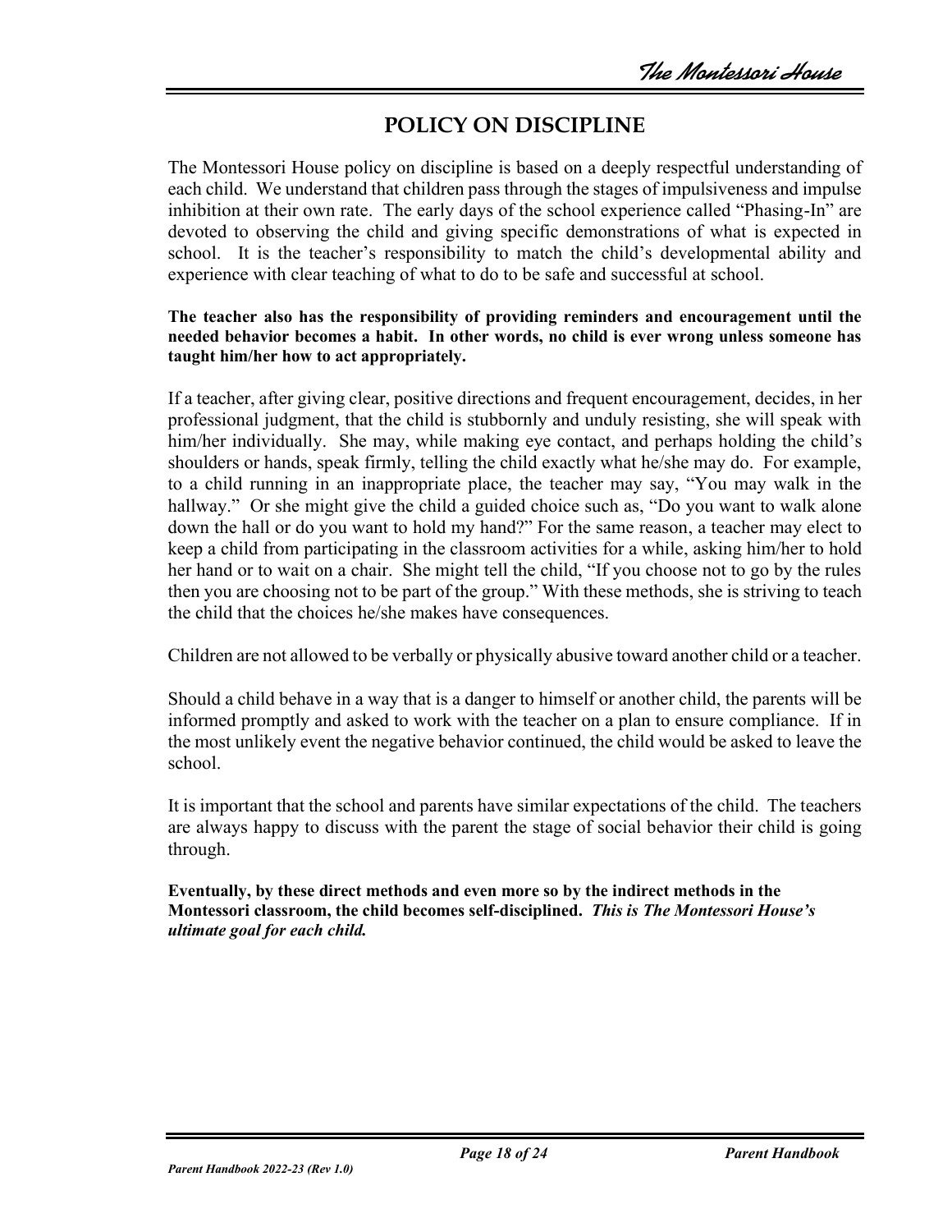# POLICY ON DISCIPLINE

The Montessori House policy on discipline is based on a deeply respectful understanding of each child. We understand that children pass through the stages of impulsiveness and impulse inhibition at their own rate. The early days of the school experience called "Phasing-In" are devoted to observing the child and giving specific demonstrations of what is expected in school. It is the teacher's responsibility to match the child's developmental ability and experience with clear teaching of what to do to be safe and successful at school.

**The teacher also has the responsibility of providing reminders and encouragement until the needed behavior becomes a habit. In other words, no child is ever wrong unless someone has taught him/her how to act appropriately.**

If a teacher, after giving clear, positive directions and frequent encouragement, decides, in her professional judgment, that the child is stubbornly and unduly resisting, she will speak with him/her individually. She may, while making eye contact, and perhaps holding the child's shoulders or hands, speak firmly, telling the child exactly what he/she may do. For example, to a child running in an inappropriate place, the teacher may say, "You may walk in the hallway." Or she might give the child a guided choice such as, "Do you want to walk alone down the hall or do you want to hold my hand?" For the same reason, a teacher may elect to keep a child from participating in the classroom activities for a while, asking him/her to hold her hand or to wait on a chair. She might tell the child, "If you choose not to go by the rules then you are choosing not to be part of the group." With these methods, she is striving to teach the child that the choices he/she makes have consequences.

Children are not allowed to be verbally or physically abusive toward another child or a teacher.

Should a child behave in a way that is a danger to himself or another child, the parents will be informed promptly and asked to work with the teacher on a plan to ensure compliance. If in the most unlikely event the negative behavior continued, the child would be asked to leave the school.

It is important that the school and parents have similar expectations of the child. The teachers are always happy to discuss with the parent the stage of social behavior their child is going through.

**Eventually, by these direct methods and even more so by the indirect methods in the Montessori classroom, the child becomes self-disciplined.** ***This is The Montessori House's ultimate goal for each child.***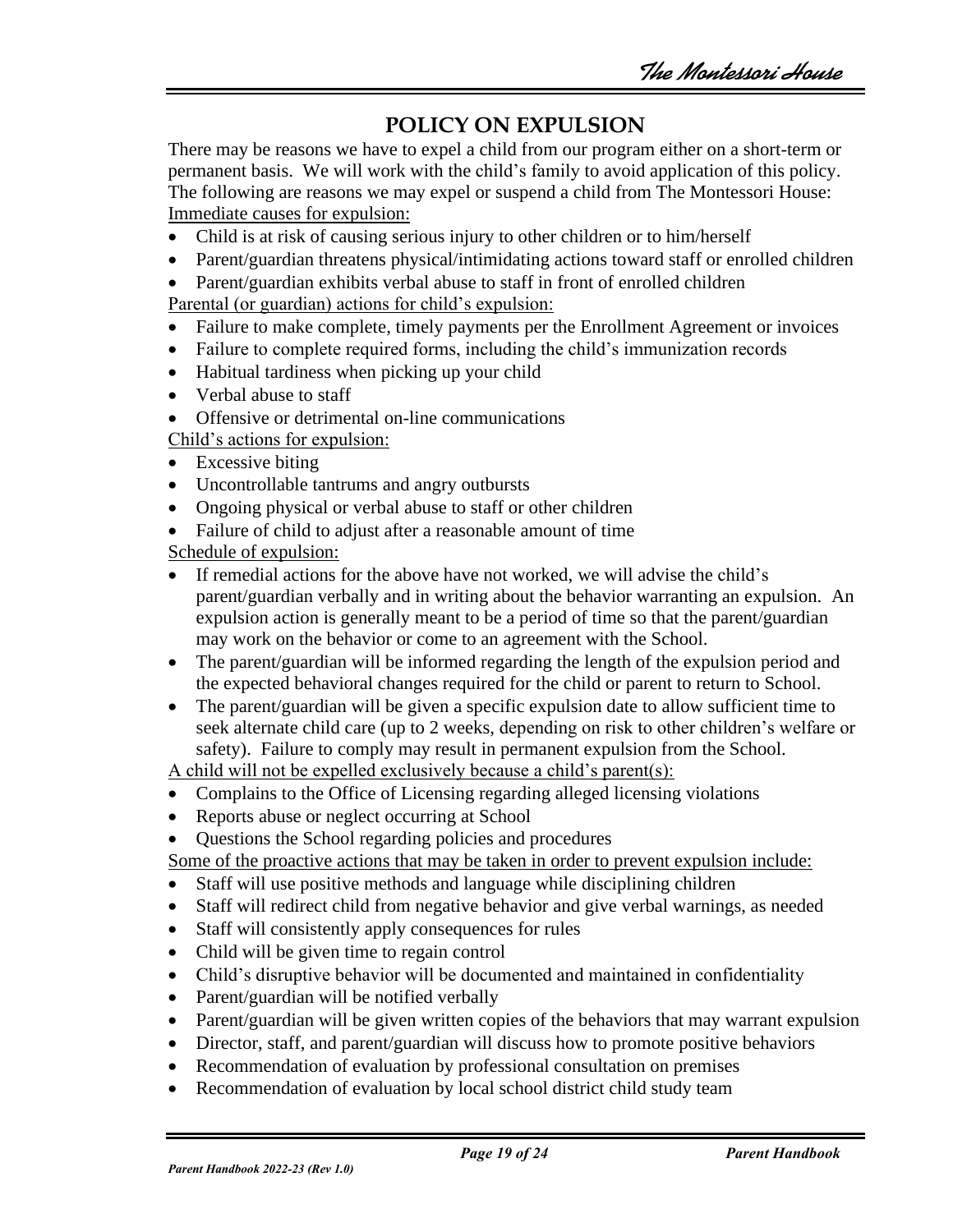# POLICY ON EXPULSION

There may be reasons we have to expel a child from our program either on a short-term or permanent basis. We will work with the child's family to avoid application of this policy. The following are reasons we may expel or suspend a child from The Montessori House:

Immediate causes for expulsion:

- Child is at risk of causing serious injury to other children or to him/herself
- Parent/guardian threatens physical/intimidating actions toward staff or enrolled children
- Parent/guardian exhibits verbal abuse to staff in front of enrolled children

Parental (or guardian) actions for child's expulsion:

- Failure to make complete, timely payments per the Enrollment Agreement or invoices
- Failure to complete required forms, including the child's immunization records
- Habitual tardiness when picking up your child
- Verbal abuse to staff
- Offensive or detrimental on-line communications

Child's actions for expulsion:

- Excessive biting
- Uncontrollable tantrums and angry outbursts
- Ongoing physical or verbal abuse to staff or other children
- Failure of child to adjust after a reasonable amount of time

Schedule of expulsion:

- If remedial actions for the above have not worked, we will advise the child's parent/guardian verbally and in writing about the behavior warranting an expulsion. An expulsion action is generally meant to be a period of time so that the parent/guardian may work on the behavior or come to an agreement with the School.
- The parent/guardian will be informed regarding the length of the expulsion period and the expected behavioral changes required for the child or parent to return to School.
- The parent/guardian will be given a specific expulsion date to allow sufficient time to seek alternate child care (up to 2 weeks, depending on risk to other children's welfare or safety). Failure to comply may result in permanent expulsion from the School.

A child will not be expelled exclusively because a child's parent(s):

- Complains to the Office of Licensing regarding alleged licensing violations
- Reports abuse or neglect occurring at School
- Questions the School regarding policies and procedures

Some of the proactive actions that may be taken in order to prevent expulsion include:

- Staff will use positive methods and language while disciplining children
- Staff will redirect child from negative behavior and give verbal warnings, as needed
- Staff will consistently apply consequences for rules
- Child will be given time to regain control
- Child's disruptive behavior will be documented and maintained in confidentiality
- Parent/guardian will be notified verbally
- Parent/guardian will be given written copies of the behaviors that may warrant expulsion
- Director, staff, and parent/guardian will discuss how to promote positive behaviors
- Recommendation of evaluation by professional consultation on premises
- Recommendation of evaluation by local school district child study team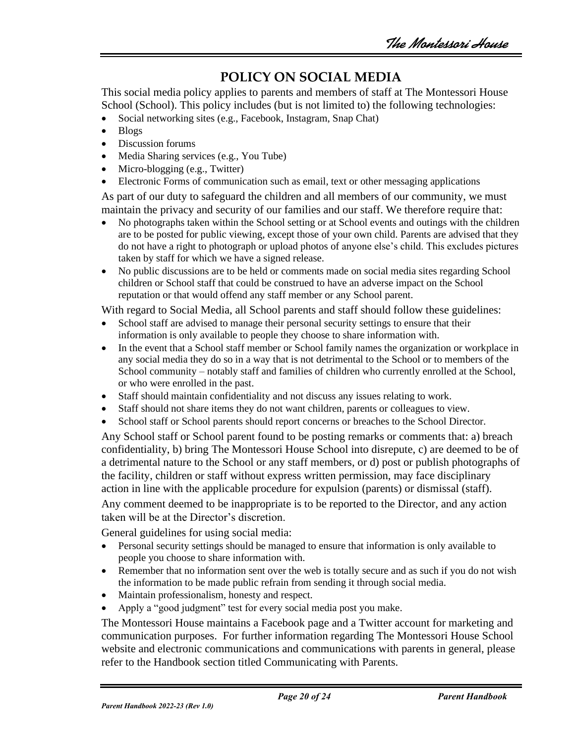# POLICY ON SOCIAL MEDIA

This social media policy applies to parents and members of staff at The Montessori House School (School). This policy includes (but is not limited to) the following technologies:

- Social networking sites (e.g., Facebook, Instagram, Snap Chat)
- Blogs
- Discussion forums
- Media Sharing services (e.g., You Tube)
- Micro-blogging (e.g., Twitter)
- Electronic Forms of communication such as email, text or other messaging applications

As part of our duty to safeguard the children and all members of our community, we must maintain the privacy and security of our families and our staff. We therefore require that:

- No photographs taken within the School setting or at School events and outings with the children are to be posted for public viewing, except those of your own child. Parents are advised that they do not have a right to photograph or upload photos of anyone else's child. This excludes pictures taken by staff for which we have a signed release.
- No public discussions are to be held or comments made on social media sites regarding School children or School staff that could be construed to have an adverse impact on the School reputation or that would offend any staff member or any School parent.

With regard to Social Media, all School parents and staff should follow these guidelines:

- School staff are advised to manage their personal security settings to ensure that their information is only available to people they choose to share information with.
- In the event that a School staff member or School family names the organization or workplace in any social media they do so in a way that is not detrimental to the School or to members of the School community – notably staff and families of children who currently enrolled at the School, or who were enrolled in the past.
- Staff should maintain confidentiality and not discuss any issues relating to work.
- Staff should not share items they do not want children, parents or colleagues to view.
- School staff or School parents should report concerns or breaches to the School Director.

Any School staff or School parent found to be posting remarks or comments that: a) breach confidentiality, b) bring The Montessori House School into disrepute, c) are deemed to be of a detrimental nature to the School or any staff members, or d) post or publish photographs of the facility, children or staff without express written permission, may face disciplinary action in line with the applicable procedure for expulsion (parents) or dismissal (staff).

Any comment deemed to be inappropriate is to be reported to the Director, and any action taken will be at the Director's discretion.

General guidelines for using social media:

- Personal security settings should be managed to ensure that information is only available to people you choose to share information with.
- Remember that no information sent over the web is totally secure and as such if you do not wish the information to be made public refrain from sending it through social media.
- Maintain professionalism, honesty and respect.
- Apply a "good judgment" test for every social media post you make.

The Montessori House maintains a Facebook page and a Twitter account for marketing and communication purposes. For further information regarding The Montessori House School website and electronic communications and communications with parents in general, please refer to the Handbook section titled Communicating with Parents.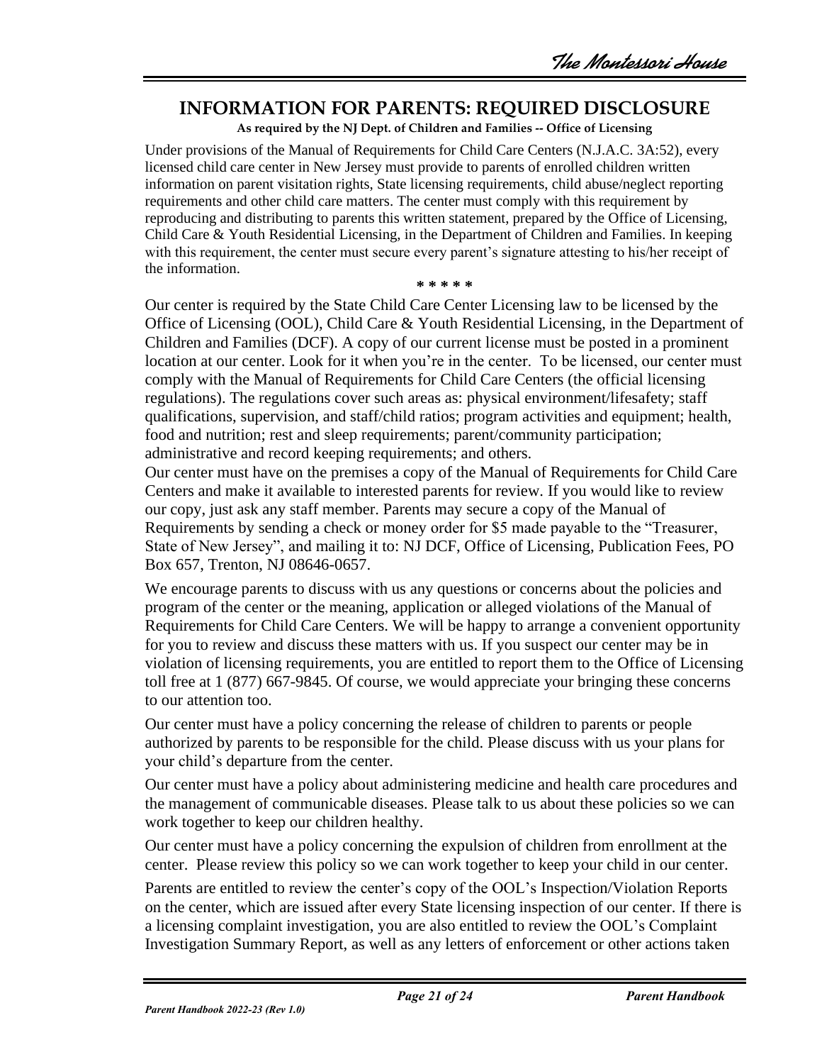# INFORMATION FOR PARENTS: REQUIRED DISCLOSURE

**As required by the NJ Dept. of Children and Families -- Office of Licensing**

Under provisions of the Manual of Requirements for Child Care Centers (N.J.A.C. 3A:52), every licensed child care center in New Jersey must provide to parents of enrolled children written information on parent visitation rights, State licensing requirements, child abuse/neglect reporting requirements and other child care matters. The center must comply with this requirement by reproducing and distributing to parents this written statement, prepared by the Office of Licensing, Child Care & Youth Residential Licensing, in the Department of Children and Families. In keeping with this requirement, the center must secure every parent's signature attesting to his/her receipt of the information.

**\* \* \* \* \***

Our center is required by the State Child Care Center Licensing law to be licensed by the Office of Licensing (OOL), Child Care & Youth Residential Licensing, in the Department of Children and Families (DCF). A copy of our current license must be posted in a prominent location at our center. Look for it when you're in the center. To be licensed, our center must comply with the Manual of Requirements for Child Care Centers (the official licensing regulations). The regulations cover such areas as: physical environment/lifesafety; staff qualifications, supervision, and staff/child ratios; program activities and equipment; health, food and nutrition; rest and sleep requirements; parent/community participation; administrative and record keeping requirements; and others.

Our center must have on the premises a copy of the Manual of Requirements for Child Care Centers and make it available to interested parents for review. If you would like to review our copy, just ask any staff member. Parents may secure a copy of the Manual of Requirements by sending a check or money order for $5 made payable to the "Treasurer, State of New Jersey", and mailing it to: NJ DCF, Office of Licensing, Publication Fees, PO Box 657, Trenton, NJ 08646-0657.

We encourage parents to discuss with us any questions or concerns about the policies and program of the center or the meaning, application or alleged violations of the Manual of Requirements for Child Care Centers. We will be happy to arrange a convenient opportunity for you to review and discuss these matters with us. If you suspect our center may be in violation of licensing requirements, you are entitled to report them to the Office of Licensing toll free at 1 (877) 667-9845. Of course, we would appreciate your bringing these concerns to our attention too.

Our center must have a policy concerning the release of children to parents or people authorized by parents to be responsible for the child. Please discuss with us your plans for your child's departure from the center.

Our center must have a policy about administering medicine and health care procedures and the management of communicable diseases. Please talk to us about these policies so we can work together to keep our children healthy.

Our center must have a policy concerning the expulsion of children from enrollment at the center. Please review this policy so we can work together to keep your child in our center.

Parents are entitled to review the center's copy of the OOL's Inspection/Violation Reports on the center, which are issued after every State licensing inspection of our center. If there is a licensing complaint investigation, you are also entitled to review the OOL's Complaint Investigation Summary Report, as well as any letters of enforcement or other actions taken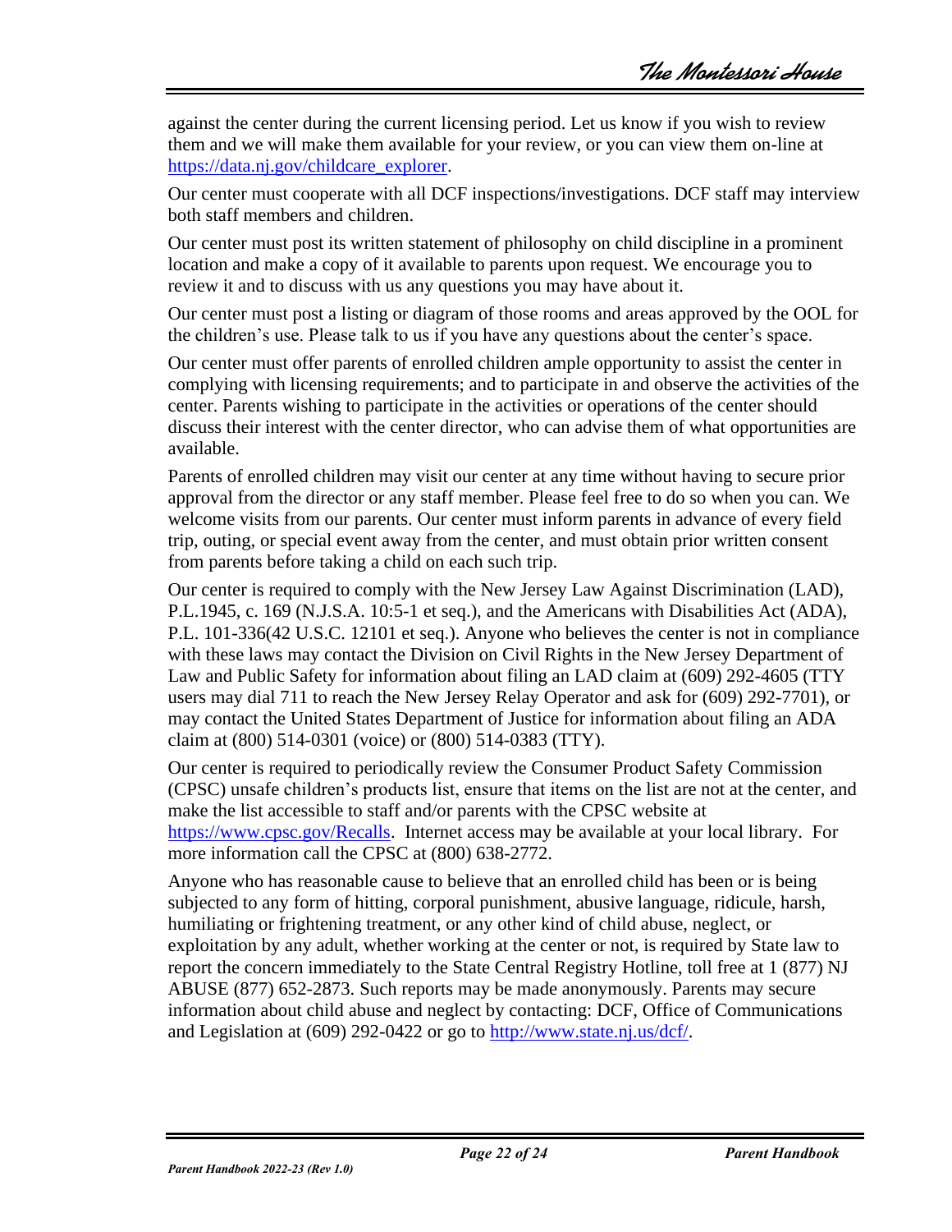against the center during the current licensing period. Let us know if you wish to review them and we will make them available for your review, or you can view them on-line at [https://data.nj.gov/childcare_explorer](https://data.nj.gov/childcare_explorer).

Our center must cooperate with all DCF inspections/investigations. DCF staff may interview both staff members and children.

Our center must post its written statement of philosophy on child discipline in a prominent location and make a copy of it available to parents upon request. We encourage you to review it and to discuss with us any questions you may have about it.

Our center must post a listing or diagram of those rooms and areas approved by the OOL for the children's use. Please talk to us if you have any questions about the center's space.

Our center must offer parents of enrolled children ample opportunity to assist the center in complying with licensing requirements; and to participate in and observe the activities of the center. Parents wishing to participate in the activities or operations of the center should discuss their interest with the center director, who can advise them of what opportunities are available.

Parents of enrolled children may visit our center at any time without having to secure prior approval from the director or any staff member. Please feel free to do so when you can. We welcome visits from our parents. Our center must inform parents in advance of every field trip, outing, or special event away from the center, and must obtain prior written consent from parents before taking a child on each such trip.

Our center is required to comply with the New Jersey Law Against Discrimination (LAD), P.L.1945, c. 169 (N.J.S.A. 10:5-1 et seq.), and the Americans with Disabilities Act (ADA), P.L. 101-336(42 U.S.C. 12101 et seq.). Anyone who believes the center is not in compliance with these laws may contact the Division on Civil Rights in the New Jersey Department of Law and Public Safety for information about filing an LAD claim at (609) 292-4605 (TTY users may dial 711 to reach the New Jersey Relay Operator and ask for (609) 292-7701), or may contact the United States Department of Justice for information about filing an ADA claim at (800) 514-0301 (voice) or (800) 514-0383 (TTY).

Our center is required to periodically review the Consumer Product Safety Commission (CPSC) unsafe children's products list, ensure that items on the list are not at the center, and make the list accessible to staff and/or parents with the CPSC website at [https://www.cpsc.gov/Recalls](https://www.cpsc.gov/Recalls). Internet access may be available at your local library. For more information call the CPSC at (800) 638-2772.

Anyone who has reasonable cause to believe that an enrolled child has been or is being subjected to any form of hitting, corporal punishment, abusive language, ridicule, harsh, humiliating or frightening treatment, or any other kind of child abuse, neglect, or exploitation by any adult, whether working at the center or not, is required by State law to report the concern immediately to the State Central Registry Hotline, toll free at 1 (877) NJ ABUSE (877) 652-2873. Such reports may be made anonymously. Parents may secure information about child abuse and neglect by contacting: DCF, Office of Communications and Legislation at (609) 292-0422 or go to [http://www.state.nj.us/dcf/](http://www.state.nj.us/dcf/).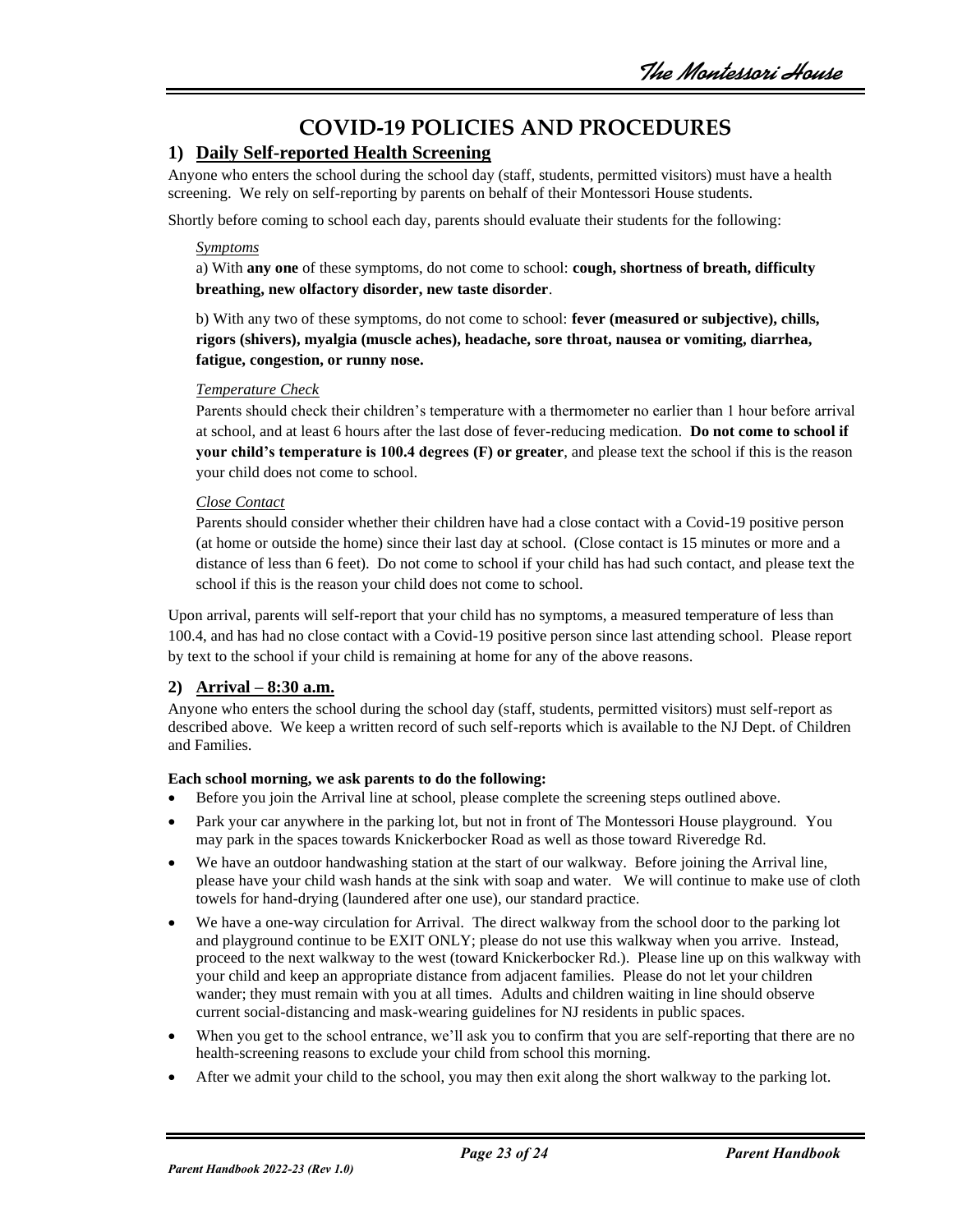# COVID-19 POLICIES AND PROCEDURES

## 1) Daily Self-reported Health Screening

Anyone who enters the school during the school day (staff, students, permitted visitors) must have a health screening. We rely on self-reporting by parents on behalf of their Montessori House students.

Shortly before coming to school each day, parents should evaluate their students for the following:

*Symptoms*

a) With **any one** of these symptoms, do not come to school: **cough, shortness of breath, difficulty breathing, new olfactory disorder, new taste disorder**.

b) With any two of these symptoms, do not come to school: **fever (measured or subjective), chills, rigors (shivers), myalgia (muscle aches), headache, sore throat, nausea or vomiting, diarrhea, fatigue, congestion, or runny nose.**

*Temperature Check*

Parents should check their children's temperature with a thermometer no earlier than 1 hour before arrival at school, and at least 6 hours after the last dose of fever-reducing medication. **Do not come to school if your child's temperature is 100.4 degrees (F) or greater**, and please text the school if this is the reason your child does not come to school.

*Close Contact*

Parents should consider whether their children have had a close contact with a Covid-19 positive person (at home or outside the home) since their last day at school. (Close contact is 15 minutes or more and a distance of less than 6 feet). Do not come to school if your child has had such contact, and please text the school if this is the reason your child does not come to school.

Upon arrival, parents will self-report that your child has no symptoms, a measured temperature of less than 100.4, and has had no close contact with a Covid-19 positive person since last attending school. Please report by text to the school if your child is remaining at home for any of the above reasons.

## 2) Arrival – 8:30 a.m.

Anyone who enters the school during the school day (staff, students, permitted visitors) must self-report as described above. We keep a written record of such self-reports which is available to the NJ Dept. of Children and Families.

**Each school morning, we ask parents to do the following:**

- Before you join the Arrival line at school, please complete the screening steps outlined above.
- Park your car anywhere in the parking lot, but not in front of The Montessori House playground. You may park in the spaces towards Knickerbocker Road as well as those toward Riveredge Rd.
- We have an outdoor handwashing station at the start of our walkway. Before joining the Arrival line, please have your child wash hands at the sink with soap and water. We will continue to make use of cloth towels for hand-drying (laundered after one use), our standard practice.
- We have a one-way circulation for Arrival. The direct walkway from the school door to the parking lot and playground continue to be EXIT ONLY; please do not use this walkway when you arrive. Instead, proceed to the next walkway to the west (toward Knickerbocker Rd.). Please line up on this walkway with your child and keep an appropriate distance from adjacent families. Please do not let your children wander; they must remain with you at all times. Adults and children waiting in line should observe current social-distancing and mask-wearing guidelines for NJ residents in public spaces.
- When you get to the school entrance, we'll ask you to confirm that you are self-reporting that there are no health-screening reasons to exclude your child from school this morning.
- After we admit your child to the school, you may then exit along the short walkway to the parking lot.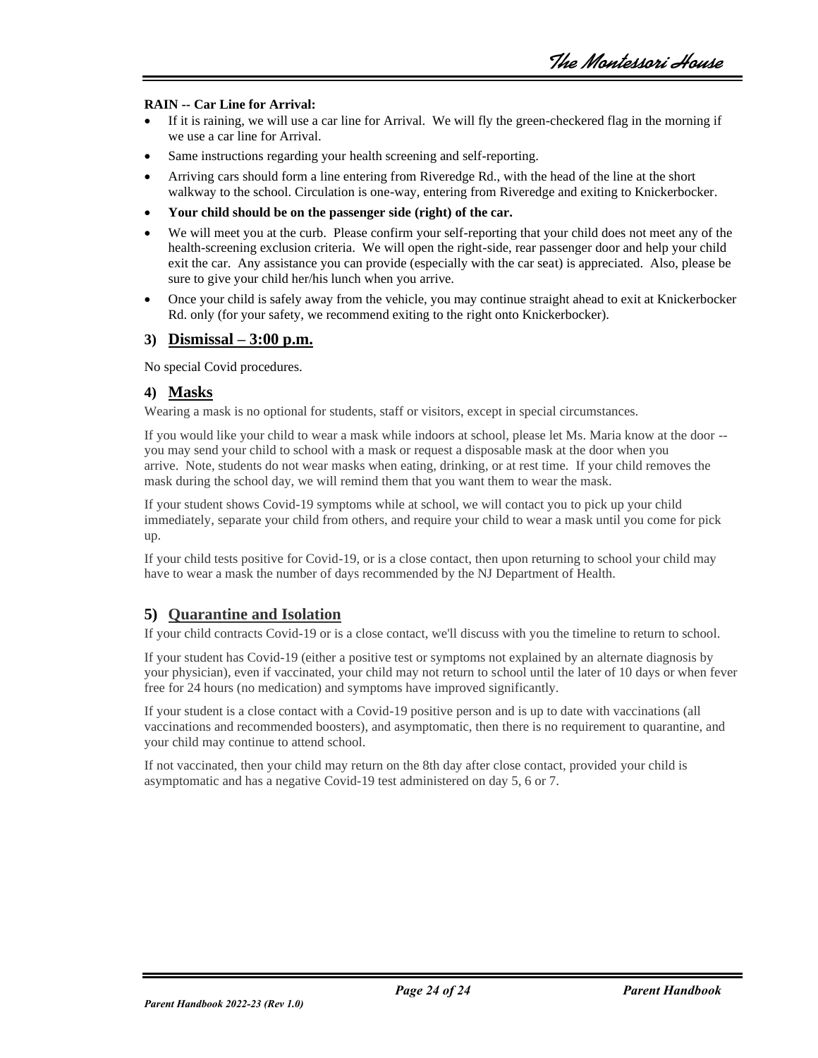**RAIN -- Car Line for Arrival:**

- If it is raining, we will use a car line for Arrival. We will fly the green-checkered flag in the morning if we use a car line for Arrival.
- Same instructions regarding your health screening and self-reporting.
- Arriving cars should form a line entering from Riveredge Rd., with the head of the line at the short walkway to the school. Circulation is one-way, entering from Riveredge and exiting to Knickerbocker.
- **Your child should be on the passenger side (right) of the car.**
- We will meet you at the curb. Please confirm your self-reporting that your child does not meet any of the health-screening exclusion criteria. We will open the right-side, rear passenger door and help your child exit the car. Any assistance you can provide (especially with the car seat) is appreciated. Also, please be sure to give your child her/his lunch when you arrive.
- Once your child is safely away from the vehicle, you may continue straight ahead to exit at Knickerbocker Rd. only (for your safety, we recommend exiting to the right onto Knickerbocker).

## 3) Dismissal – 3:00 p.m.

No special Covid procedures.

## 4) Masks

Wearing a mask is no optional for students, staff or visitors, except in special circumstances.

If you would like your child to wear a mask while indoors at school, please let Ms. Maria know at the door -- you may send your child to school with a mask or request a disposable mask at the door when you arrive. Note, students do not wear masks when eating, drinking, or at rest time. If your child removes the mask during the school day, we will remind them that you want them to wear the mask.

If your student shows Covid-19 symptoms while at school, we will contact you to pick up your child immediately, separate your child from others, and require your child to wear a mask until you come for pick up.

If your child tests positive for Covid-19, or is a close contact, then upon returning to school your child may have to wear a mask the number of days recommended by the NJ Department of Health.

## 5) Quarantine and Isolation

If your child contracts Covid-19 or is a close contact, we'll discuss with you the timeline to return to school.

If your student has Covid-19 (either a positive test or symptoms not explained by an alternate diagnosis by your physician), even if vaccinated, your child may not return to school until the later of 10 days or when fever free for 24 hours (no medication) and symptoms have improved significantly.

If your student is a close contact with a Covid-19 positive person and is up to date with vaccinations (all vaccinations and recommended boosters), and asymptomatic, then there is no requirement to quarantine, and your child may continue to attend school.

If not vaccinated, then your child may return on the 8th day after close contact, provided your child is asymptomatic and has a negative Covid-19 test administered on day 5, 6 or 7.